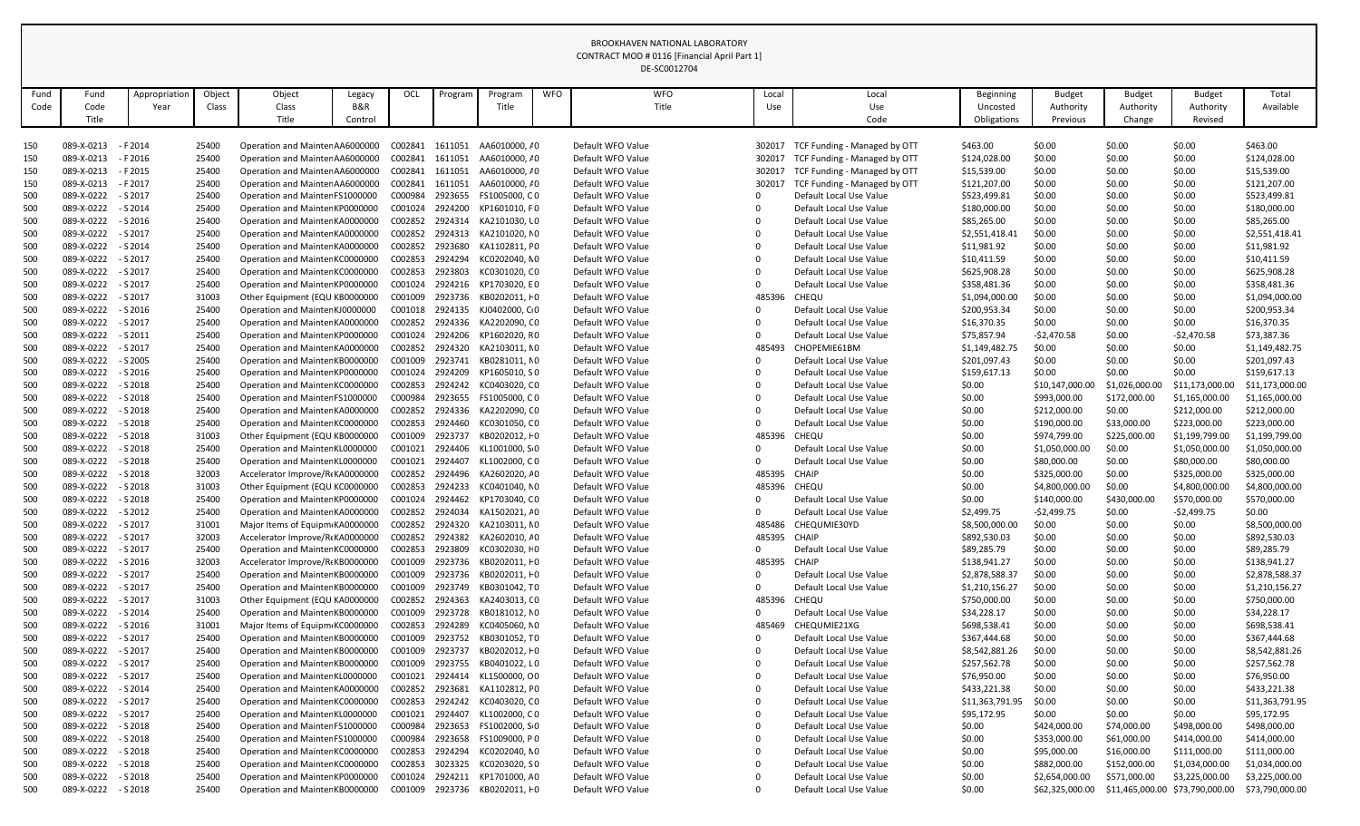BROOKHAVEN NATIONAL LABORATORY
CONTRACT MOD # 0116 [Financial April Part 1]
DE-SC0012704

| Fund Code | Fund Code Title | Appropriation Year | Object Class | Object Class Title | Legacy B&R Control | OCL | Program | Program Title | WFO | WFO Title | Local Use | Local Use Code | Beginning Uncosted Obligations | Budget Authority Previous | Budget Authority Change | Budget Authority Revised | Total Available |
|---|---|---|---|---|---|---|---|---|---|---|---|---|---|---|---|---|---|
| 150 | 089-X-0213 | - F 2014 | 25400 | Operation and Mainten | AA6000000 | C002841 | 1611051 | AA6010000, A0 | | Default WFO Value | 302017 | TCF Funding - Managed by OTT | $463.00 | $0.00 | $0.00 | $0.00 | $463.00 |
| 150 | 089-X-0213 | - F 2016 | 25400 | Operation and Mainten | AA6000000 | C002841 | 1611051 | AA6010000, A0 | | Default WFO Value | 302017 | TCF Funding - Managed by OTT | $124,028.00 | $0.00 | $0.00 | $0.00 | $124,028.00 |
| 150 | 089-X-0213 | - F 2015 | 25400 | Operation and Mainten | AA6000000 | C002841 | 1611051 | AA6010000, A0 | | Default WFO Value | 302017 | TCF Funding - Managed by OTT | $15,539.00 | $0.00 | $0.00 | $0.00 | $15,539.00 |
| 150 | 089-X-0213 | - F 2017 | 25400 | Operation and Mainten | AA6000000 | C002841 | 1611051 | AA6010000, A0 | | Default WFO Value | 302017 | TCF Funding - Managed by OTT | $121,207.00 | $0.00 | $0.00 | $0.00 | $121,207.00 |
| 500 | 089-X-0222 | - S 2017 | 25400 | Operation and Mainten | FS1000000 | C000984 | 2923655 | FS1005000, C0 | | Default WFO Value | 0 | Default Local Use Value | $523,499.81 | $0.00 | $0.00 | $0.00 | $523,499.81 |
| 500 | 089-X-0222 | - S 2014 | 25400 | Operation and Mainten | KP0000000 | C001024 | 2924200 | KP1601010, F0 | | Default WFO Value | 0 | Default Local Use Value | $180,000.00 | $0.00 | $0.00 | $0.00 | $180,000.00 |
| 500 | 089-X-0222 | - S 2016 | 25400 | Operation and Mainten | KA0000000 | C002852 | 2924314 | KA2101030, L0 | | Default WFO Value | 0 | Default Local Use Value | $85,265.00 | $0.00 | $0.00 | $0.00 | $85,265.00 |
| 500 | 089-X-0222 | - S 2017 | 25400 | Operation and Mainten | KA0000000 | C002852 | 2924313 | KA2101020, N0 | | Default WFO Value | 0 | Default Local Use Value | $2,551,418.41 | $0.00 | $0.00 | $0.00 | $2,551,418.41 |
| 500 | 089-X-0222 | - S 2014 | 25400 | Operation and Mainten | KA0000000 | C002852 | 2923680 | KA1102811, P0 | | Default WFO Value | 0 | Default Local Use Value | $11,981.92 | $0.00 | $0.00 | $0.00 | $11,981.92 |
| 500 | 089-X-0222 | - S 2017 | 25400 | Operation and Mainten | KC0000000 | C002853 | 2924294 | KC0202040, N0 | | Default WFO Value | 0 | Default Local Use Value | $10,411.59 | $0.00 | $0.00 | $0.00 | $10,411.59 |
| 500 | 089-X-0222 | - S 2017 | 25400 | Operation and Mainten | KC0000000 | C002853 | 2923803 | KC0301020, C0 | | Default WFO Value | 0 | Default Local Use Value | $625,908.28 | $0.00 | $0.00 | $0.00 | $625,908.28 |
| 500 | 089-X-0222 | - S 2017 | 25400 | Operation and Mainten | KP0000000 | C001024 | 2924216 | KP1703020, E0 | | Default WFO Value | 0 | Default Local Use Value | $358,481.36 | $0.00 | $0.00 | $0.00 | $358,481.36 |
| 500 | 089-X-0222 | - S 2017 | 31003 | Other Equipment (EQU | KB0000000 | C001009 | 2923736 | KB0202011, H0 | | Default WFO Value | 485396 | CHEQU | $1,094,000.00 | $0.00 | $0.00 | $0.00 | $1,094,000.00 |
| 500 | 089-X-0222 | - S 2016 | 25400 | Operation and Mainten | KJ0000000 | C001018 | 2924135 | KJ0402000, C0 | | Default WFO Value | 0 | Default Local Use Value | $200,953.34 | $0.00 | $0.00 | $0.00 | $200,953.34 |
| 500 | 089-X-0222 | - S 2017 | 25400 | Operation and Mainten | KA0000000 | C002852 | 2924336 | KA2202090, C0 | | Default WFO Value | 0 | Default Local Use Value | $16,370.35 | $0.00 | $0.00 | $0.00 | $16,370.35 |
| 500 | 089-X-0222 | - S 2011 | 25400 | Operation and Mainten | KP0000000 | C001024 | 2924206 | KP1602020, R0 | | Default WFO Value | 0 | Default Local Use Value | $75,857.94 | -$2,470.58 | $0.00 | -$2,470.58 | $73,387.36 |
| 500 | 089-X-0222 | - S 2017 | 25400 | Operation and Mainten | KA0000000 | C002852 | 2924320 | KA2103011, N0 | | Default WFO Value | 485493 | CHOPEMIE61BM | $1,149,482.75 | $0.00 | $0.00 | $0.00 | $1,149,482.75 |
| 500 | 089-X-0222 | - S 2005 | 25400 | Operation and Mainten | KB0000000 | C001009 | 2923741 | KB0281011, N0 | | Default WFO Value | 0 | Default Local Use Value | $201,097.43 | $0.00 | $0.00 | $0.00 | $201,097.43 |
| 500 | 089-X-0222 | - S 2016 | 25400 | Operation and Mainten | KP0000000 | C001024 | 2924209 | KP1605010, S0 | | Default WFO Value | 0 | Default Local Use Value | $159,617.13 | $0.00 | $0.00 | $0.00 | $159,617.13 |
| 500 | 089-X-0222 | - S 2018 | 25400 | Operation and Mainten | KC0000000 | C002853 | 2924242 | KC0403020, C0 | | Default WFO Value | 0 | Default Local Use Value | $0.00 | $10,147,000.00 | $1,026,000.00 | $11,173,000.00 | $11,173,000.00 |
| 500 | 089-X-0222 | - S 2018 | 25400 | Operation and Mainten | FS1000000 | C000984 | 2923655 | FS1005000, C0 | | Default WFO Value | 0 | Default Local Use Value | $0.00 | $993,000.00 | $172,000.00 | $1,165,000.00 | $1,165,000.00 |
| 500 | 089-X-0222 | - S 2018 | 25400 | Operation and Mainten | KA0000000 | C002852 | 2924336 | KA2202090, C0 | | Default WFO Value | 0 | Default Local Use Value | $0.00 | $212,000.00 | $0.00 | $212,000.00 | $212,000.00 |
| 500 | 089-X-0222 | - S 2018 | 25400 | Operation and Mainten | KC0000000 | C002853 | 2924460 | KC0301050, C0 | | Default WFO Value | 0 | Default Local Use Value | $0.00 | $190,000.00 | $33,000.00 | $223,000.00 | $223,000.00 |
| 500 | 089-X-0222 | - S 2018 | 31003 | Other Equipment (EQU | KB0000000 | C001009 | 2923737 | KB0202012, H0 | | Default WFO Value | 485396 | CHEQU | $0.00 | $974,799.00 | $225,000.00 | $1,199,799.00 | $1,199,799.00 |
| 500 | 089-X-0222 | - S 2018 | 25400 | Operation and Mainten | KL0000000 | C001021 | 2924406 | KL1001000, S0 | | Default WFO Value | 0 | Default Local Use Value | $0.00 | $1,050,000.00 | $0.00 | $1,050,000.00 | $1,050,000.00 |
| 500 | 089-X-0222 | - S 2018 | 25400 | Operation and Mainten | KL0000000 | C001021 | 2924407 | KL1002000, C0 | | Default WFO Value | 0 | Default Local Use Value | $0.00 | $80,000.00 | $0.00 | $80,000.00 | $80,000.00 |
| 500 | 089-X-0222 | - S 2018 | 32003 | Accelerator Improve/R | KA0000000 | C002852 | 2924496 | KA2602020, A0 | | Default WFO Value | 485395 | CHAIP | $0.00 | $325,000.00 | $0.00 | $325,000.00 | $325,000.00 |
| 500 | 089-X-0222 | - S 2018 | 31003 | Other Equipment (EQU | KC0000000 | C002853 | 2924233 | KC0401040, N0 | | Default WFO Value | 485396 | CHEQU | $0.00 | $4,800,000.00 | $0.00 | $4,800,000.00 | $4,800,000.00 |
| 500 | 089-X-0222 | - S 2018 | 25400 | Operation and Mainten | KP0000000 | C001024 | 2924462 | KP1703040, C0 | | Default WFO Value | 0 | Default Local Use Value | $0.00 | $140,000.00 | $430,000.00 | $570,000.00 | $570,000.00 |
| 500 | 089-X-0222 | - S 2012 | 25400 | Operation and Mainten | KA0000000 | C002852 | 2924034 | KA1502021, A0 | | Default WFO Value | 0 | Default Local Use Value | $2,499.75 | -$2,499.75 | $0.00 | -$2,499.75 | $0.00 |
| 500 | 089-X-0222 | - S 2017 | 31001 | Major Items of Equipm | KA0000000 | C002852 | 2924320 | KA2103011, N0 | | Default WFO Value | 485486 | CHEQUMIE30YD | $8,500,000.00 | $0.00 | $0.00 | $0.00 | $8,500,000.00 |
| 500 | 089-X-0222 | - S 2017 | 32003 | Accelerator Improve/R | KA0000000 | C002852 | 2924382 | KA2602010, A0 | | Default WFO Value | 485395 | CHAIP | $892,530.03 | $0.00 | $0.00 | $0.00 | $892,530.03 |
| 500 | 089-X-0222 | - S 2017 | 25400 | Operation and Mainten | KC0000000 | C002853 | 2923809 | KC0302030, H0 | | Default WFO Value | 0 | Default Local Use Value | $89,285.79 | $0.00 | $0.00 | $0.00 | $89,285.79 |
| 500 | 089-X-0222 | - S 2016 | 32003 | Accelerator Improve/R | KB0000000 | C001009 | 2923736 | KB0202011, H0 | | Default WFO Value | 485395 | CHAIP | $138,941.27 | $0.00 | $0.00 | $0.00 | $138,941.27 |
| 500 | 089-X-0222 | - S 2017 | 25400 | Operation and Mainten | KB0000000 | C001009 | 2923736 | KB0202011, H0 | | Default WFO Value | 0 | Default Local Use Value | $2,878,588.37 | $0.00 | $0.00 | $0.00 | $2,878,588.37 |
| 500 | 089-X-0222 | - S 2017 | 25400 | Operation and Mainten | KB0000000 | C001009 | 2923749 | KB0301042, T0 | | Default WFO Value | 0 | Default Local Use Value | $1,210,156.27 | $0.00 | $0.00 | $0.00 | $1,210,156.27 |
| 500 | 089-X-0222 | - S 2017 | 31003 | Other Equipment (EQU | KA0000000 | C002852 | 2924363 | KA2403013, C0 | | Default WFO Value | 485396 | CHEQU | $750,000.00 | $0.00 | $0.00 | $0.00 | $750,000.00 |
| 500 | 089-X-0222 | - S 2014 | 25400 | Operation and Mainten | KB0000000 | C001009 | 2923728 | KB0181012, N0 | | Default WFO Value | 0 | Default Local Use Value | $34,228.17 | $0.00 | $0.00 | $0.00 | $34,228.17 |
| 500 | 089-X-0222 | - S 2016 | 31001 | Major Items of Equipm | KC0000000 | C002853 | 2924289 | KC0405060, N0 | | Default WFO Value | 485469 | CHEQUMIE21XG | $698,538.41 | $0.00 | $0.00 | $0.00 | $698,538.41 |
| 500 | 089-X-0222 | - S 2017 | 25400 | Operation and Mainten | KB0000000 | C001009 | 2923752 | KB0301052, T0 | | Default WFO Value | 0 | Default Local Use Value | $367,444.68 | $0.00 | $0.00 | $0.00 | $367,444.68 |
| 500 | 089-X-0222 | - S 2017 | 25400 | Operation and Mainten | KB0000000 | C001009 | 2923737 | KB0202012, H0 | | Default WFO Value | 0 | Default Local Use Value | $8,542,881.26 | $0.00 | $0.00 | $0.00 | $8,542,881.26 |
| 500 | 089-X-0222 | - S 2017 | 25400 | Operation and Mainten | KB0000000 | C001009 | 2923755 | KB0401022, L0 | | Default WFO Value | 0 | Default Local Use Value | $257,562.78 | $0.00 | $0.00 | $0.00 | $257,562.78 |
| 500 | 089-X-0222 | - S 2017 | 25400 | Operation and Mainten | KL0000000 | C001021 | 2924414 | KL1500000, O0 | | Default WFO Value | 0 | Default Local Use Value | $76,950.00 | $0.00 | $0.00 | $0.00 | $76,950.00 |
| 500 | 089-X-0222 | - S 2014 | 25400 | Operation and Mainten | KA0000000 | C002852 | 2923681 | KA1102812, P0 | | Default WFO Value | 0 | Default Local Use Value | $433,221.38 | $0.00 | $0.00 | $0.00 | $433,221.38 |
| 500 | 089-X-0222 | - S 2017 | 25400 | Operation and Mainten | KC0000000 | C002853 | 2924242 | KC0403020, C0 | | Default WFO Value | 0 | Default Local Use Value | $11,363,791.95 | $0.00 | $0.00 | $0.00 | $11,363,791.95 |
| 500 | 089-X-0222 | - S 2017 | 25400 | Operation and Mainten | KL0000000 | C001021 | 2924407 | KL1002000, C0 | | Default WFO Value | 0 | Default Local Use Value | $95,172.95 | $0.00 | $0.00 | $0.00 | $95,172.95 |
| 500 | 089-X-0222 | - S 2018 | 25400 | Operation and Mainten | FS1000000 | C000984 | 2923653 | FS1002000, S0 | | Default WFO Value | 0 | Default Local Use Value | $0.00 | $424,000.00 | $74,000.00 | $498,000.00 | $498,000.00 |
| 500 | 089-X-0222 | - S 2018 | 25400 | Operation and Mainten | FS1000000 | C000984 | 2923658 | FS1009000, P0 | | Default WFO Value | 0 | Default Local Use Value | $0.00 | $353,000.00 | $61,000.00 | $414,000.00 | $414,000.00 |
| 500 | 089-X-0222 | - S 2018 | 25400 | Operation and Mainten | KC0000000 | C002853 | 2924294 | KC0202040, N0 | | Default WFO Value | 0 | Default Local Use Value | $0.00 | $95,000.00 | $16,000.00 | $111,000.00 | $111,000.00 |
| 500 | 089-X-0222 | - S 2018 | 25400 | Operation and Mainten | KC0000000 | C002853 | 3023325 | KC0203020, S0 | | Default WFO Value | 0 | Default Local Use Value | $0.00 | $882,000.00 | $152,000.00 | $1,034,000.00 | $1,034,000.00 |
| 500 | 089-X-0222 | - S 2018 | 25400 | Operation and Mainten | KP0000000 | C001024 | 2924211 | KP1701000, A0 | | Default WFO Value | 0 | Default Local Use Value | $0.00 | $2,654,000.00 | $571,000.00 | $3,225,000.00 | $3,225,000.00 |
| 500 | 089-X-0222 | - S 2018 | 25400 | Operation and Mainten | KB0000000 | C001009 | 2923736 | KB0202011, H0 | | Default WFO Value | 0 | Default Local Use Value | $0.00 | $62,325,000.00 | $11,465,000.00 | $73,790,000.00 | $73,790,000.00 |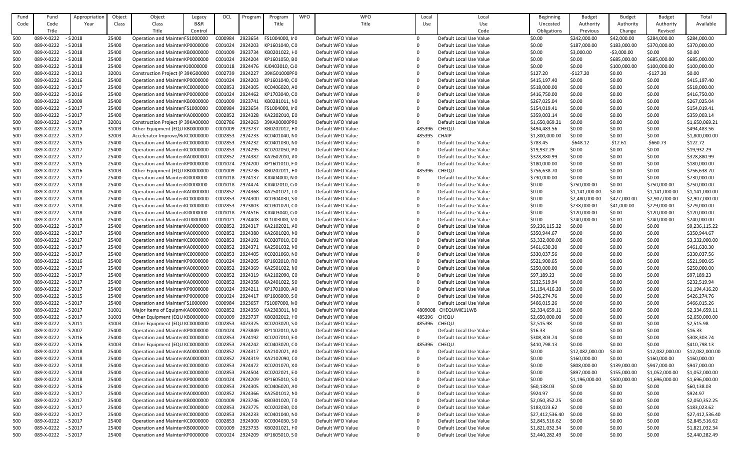| Fund Code | Fund Code Title | Appropriation Year | Object Class | Object Class Title | Legacy B&R Control | OCL | Program | Program Title | WFO | WFO Title | Local Use | Local Use Code | Beginning Uncosted Obligations | Budget Authority Previous | Budget Authority Change | Budget Authority Revised | Total Available |
|---|---|---|---|---|---|---|---|---|---|---|---|---|---|---|---|---|---|
| 500 | 089-X-0222 | - S 2018 | 25400 | Operation and Mainten FS1000000 | | C000984 | 2923654 | FS1004000, Ir 0 | | Default WFO Value | 0 | Default Local Use Value | $0.00 | $242,000.00 | $42,000.00 | $284,000.00 | $284,000.00 |
| 500 | 089-X-0222 | - S 2018 | 25400 | Operation and Mainten KP0000000 | | C001024 | 2924203 | KP1601040, C 0 | | Default WFO Value | 0 | Default Local Use Value | $0.00 | $187,000.00 | $183,000.00 | $370,000.00 | $370,000.00 |
| 500 | 089-X-0222 | - S 2018 | 25400 | Operation and Mainten KB0000000 | | C001009 | 2923734 | KB0201022, H 0 | | Default WFO Value | 0 | Default Local Use Value | $0.00 | $3,000.00 | -$3,000.00 | $0.00 | $0.00 |
| 500 | 089-X-0222 | - S 2018 | 25400 | Operation and Mainten KP0000000 | | C001024 | 2924204 | KP1601050, B 0 | | Default WFO Value | 0 | Default Local Use Value | $0.00 | $0.00 | $685,000.00 | $685,000.00 | $685,000.00 |
| 500 | 089-X-0222 | - S 2018 | 25400 | Operation and Mainten KJ0000000 | | C001018 | 2924476 | KJ0403010, C 0 | | Default WFO Value | 0 | Default Local Use Value | $0.00 | $0.00 | $100,000.00 | $100,000.00 | $100,000.00 |
| 500 | 089-X-0222 | - S 2013 | 32001 | Construction Project (P 39KG00000 | | C002739 | 2924227 | 39KG01000PF 0 | | Default WFO Value | 0 | Default Local Use Value | $127.20 | -$127.20 | $0.00 | -$127.20 | $0.00 |
| 500 | 089-X-0222 | - S 2016 | 25400 | Operation and Mainten KP0000000 | | C001024 | 2924203 | KP1601040, C 0 | | Default WFO Value | 0 | Default Local Use Value | $415,197.40 | $0.00 | $0.00 | $0.00 | $415,197.40 |
| 500 | 089-X-0222 | - S 2017 | 25400 | Operation and Mainten KC0000000 | | C002853 | 2924305 | KC0406020, A 0 | | Default WFO Value | 0 | Default Local Use Value | $518,000.00 | $0.00 | $0.00 | $0.00 | $518,000.00 |
| 500 | 089-X-0222 | - S 2016 | 25400 | Operation and Mainten KP0000000 | | C001024 | 2924462 | KP1703040, C 0 | | Default WFO Value | 0 | Default Local Use Value | $416,750.00 | $0.00 | $0.00 | $0.00 | $416,750.00 |
| 500 | 089-X-0222 | - S 2009 | 25400 | Operation and Mainten KB0000000 | | C001009 | 2923741 | KB0281011, N 0 | | Default WFO Value | 0 | Default Local Use Value | $267,025.04 | $0.00 | $0.00 | $0.00 | $267,025.04 |
| 500 | 089-X-0222 | - S 2017 | 25400 | Operation and Mainten FS1000000 | | C000984 | 2923654 | FS1004000, Ir 0 | | Default WFO Value | 0 | Default Local Use Value | $154,019.41 | $0.00 | $0.00 | $0.00 | $154,019.41 |
| 500 | 089-X-0222 | - S 2017 | 25400 | Operation and Mainten KA0000000 | | C002852 | 2924328 | KA2202010, E 0 | | Default WFO Value | 0 | Default Local Use Value | $359,003.14 | $0.00 | $0.00 | $0.00 | $359,003.14 |
| 500 | 089-X-0222 | - S 2017 | 32001 | Construction Project (P 39KA00000 | | C002786 | 2924263 | 39KA00000PR 0 | | Default WFO Value | 0 | Default Local Use Value | $1,650,069.21 | $0.00 | $0.00 | $0.00 | $1,650,069.21 |
| 500 | 089-X-0222 | - S 2016 | 31003 | Other Equipment (EQU KB0000000 | | C001009 | 2923737 | KB0202012, H 0 | | Default WFO Value | 485396 | CHEQU | $494,483.56 | $0.00 | $0.00 | $0.00 | $494,483.56 |
| 500 | 089-X-0222 | - S 2017 | 32003 | Accelerator Improve/R KC0000000 | | C002853 | 2924233 | KC0401040, N 0 | | Default WFO Value | 485395 | CHAIP | $1,800,000.00 | $0.00 | $0.00 | $0.00 | $1,800,000.00 |
| 500 | 089-X-0222 | - S 2015 | 25400 | Operation and Mainten KC0000000 | | C002853 | 2924232 | KC0401030, N 0 | | Default WFO Value | 0 | Default Local Use Value | $783.45 | -$648.12 | -$12.61 | -$660.73 | $122.72 |
| 500 | 089-X-0222 | - S 2017 | 25400 | Operation and Mainten KC0000000 | | C002853 | 2924295 | KC0202050, P 0 | | Default WFO Value | 0 | Default Local Use Value | $19,932.29 | $0.00 | $0.00 | $0.00 | $19,932.29 |
| 500 | 089-X-0222 | - S 2017 | 25400 | Operation and Mainten KA0000000 | | C002852 | 2924382 | KA2602010, A 0 | | Default WFO Value | 0 | Default Local Use Value | $328,880.99 | $0.00 | $0.00 | $0.00 | $328,880.99 |
| 500 | 089-X-0222 | - S 2015 | 25400 | Operation and Mainten KP0000000 | | C001024 | 2924200 | KP1601010, F 0 | | Default WFO Value | 0 | Default Local Use Value | $180,000.00 | $0.00 | $0.00 | $0.00 | $180,000.00 |
| 500 | 089-X-0222 | - S 2016 | 31003 | Other Equipment (EQU KB0000000 | | C001009 | 2923736 | KB0202011, H 0 | | Default WFO Value | 485396 | CHEQU | $756,638.70 | $0.00 | $0.00 | $0.00 | $756,638.70 |
| 500 | 089-X-0222 | - S 2017 | 25400 | Operation and Mainten KJ0000000 | | C001018 | 2924137 | KJ0404000, N 0 | | Default WFO Value | 0 | Default Local Use Value | $730,000.00 | $0.00 | $0.00 | $0.00 | $730,000.00 |
| 500 | 089-X-0222 | - S 2018 | 25400 | Operation and Mainten KJ0000000 | | C001018 | 2924474 | KJ0402010, C 0 | | Default WFO Value | 0 | Default Local Use Value | $0.00 | $750,000.00 | $0.00 | $750,000.00 | $750,000.00 |
| 500 | 089-X-0222 | - S 2018 | 25400 | Operation and Mainten KA0000000 | | C002852 | 2924368 | KA2501021, L 0 | | Default WFO Value | 0 | Default Local Use Value | $0.00 | $1,141,000.00 | $0.00 | $1,141,000.00 | $1,141,000.00 |
| 500 | 089-X-0222 | - S 2018 | 25400 | Operation and Mainten KC0000000 | | C002853 | 2924300 | KC0304030, S 0 | | Default WFO Value | 0 | Default Local Use Value | $0.00 | $2,480,000.00 | $427,000.00 | $2,907,000.00 | $2,907,000.00 |
| 500 | 089-X-0222 | - S 2018 | 25400 | Operation and Mainten KC0000000 | | C002853 | 2923803 | KC0301020, C 0 | | Default WFO Value | 0 | Default Local Use Value | $0.00 | $238,000.00 | $41,000.00 | $279,000.00 | $279,000.00 |
| 500 | 089-X-0222 | - S 2018 | 25400 | Operation and Mainten KJ0000000 | | C001018 | 2924516 | KJ0403040, C 0 | | Default WFO Value | 0 | Default Local Use Value | $0.00 | $120,000.00 | $0.00 | $120,000.00 | $120,000.00 |
| 500 | 089-X-0222 | - S 2018 | 25400 | Operation and Mainten KL0000000 | | C001021 | 2924408 | KL1003000, V 0 | | Default WFO Value | 0 | Default Local Use Value | $0.00 | $240,000.00 | $0.00 | $240,000.00 | $240,000.00 |
| 500 | 089-X-0222 | - S 2017 | 25400 | Operation and Mainten KA0000000 | | C002852 | 2924317 | KA2102021, A 0 | | Default WFO Value | 0 | Default Local Use Value | $9,236,115.22 | $0.00 | $0.00 | $0.00 | $9,236,115.22 |
| 500 | 089-X-0222 | - S 2017 | 25400 | Operation and Mainten KA0000000 | | C002852 | 2924380 | KA2601020, N 0 | | Default WFO Value | 0 | Default Local Use Value | $350,944.67 | $0.00 | $0.00 | $0.00 | $350,944.67 |
| 500 | 089-X-0222 | - S 2017 | 25400 | Operation and Mainten KC0000000 | | C002853 | 2924192 | KC0207010, E 0 | | Default WFO Value | 0 | Default Local Use Value | $3,332,000.00 | $0.00 | $0.00 | $0.00 | $3,332,000.00 |
| 500 | 089-X-0222 | - S 2017 | 25400 | Operation and Mainten KA0000000 | | C002852 | 2924371 | KA2501032, N 0 | | Default WFO Value | 0 | Default Local Use Value | $461,630.30 | $0.00 | $0.00 | $0.00 | $461,630.30 |
| 500 | 089-X-0222 | - S 2017 | 25400 | Operation and Mainten KC0000000 | | C002853 | 2924405 | KC0201060, N 0 | | Default WFO Value | 0 | Default Local Use Value | $330,037.56 | $0.00 | $0.00 | $0.00 | $330,037.56 |
| 500 | 089-X-0222 | - S 2016 | 25400 | Operation and Mainten KP0000000 | | C001024 | 2924205 | KP1602010, R 0 | | Default WFO Value | 0 | Default Local Use Value | $521,900.65 | $0.00 | $0.00 | $0.00 | $521,900.65 |
| 500 | 089-X-0222 | - S 2017 | 25400 | Operation and Mainten KA0000000 | | C002852 | 2924369 | KA2501022, N 0 | | Default WFO Value | 0 | Default Local Use Value | $250,000.00 | $0.00 | $0.00 | $0.00 | $250,000.00 |
| 500 | 089-X-0222 | - S 2017 | 25400 | Operation and Mainten KA0000000 | | C002852 | 2924319 | KA2102090, C 0 | | Default WFO Value | 0 | Default Local Use Value | $97,189.23 | $0.00 | $0.00 | $0.00 | $97,189.23 |
| 500 | 089-X-0222 | - S 2017 | 25400 | Operation and Mainten KA0000000 | | C002852 | 2924358 | KA2401022, S 0 | | Default WFO Value | 0 | Default Local Use Value | $232,519.94 | $0.00 | $0.00 | $0.00 | $232,519.94 |
| 500 | 089-X-0222 | - S 2017 | 25400 | Operation and Mainten KP0000000 | | C001024 | 2924211 | KP1701000, A 0 | | Default WFO Value | 0 | Default Local Use Value | $1,194,416.20 | $0.00 | $0.00 | $0.00 | $1,194,416.20 |
| 500 | 089-X-0222 | - S 2015 | 25400 | Operation and Mainten KP0000000 | | C001024 | 2924417 | KP1606000, S 0 | | Default WFO Value | 0 | Default Local Use Value | $426,274.76 | $0.00 | $0.00 | $0.00 | $426,274.76 |
| 500 | 089-X-0222 | - S 2017 | 25400 | Operation and Mainten FS1000000 | | C000984 | 2923657 | FS1007000, N 0 | | Default WFO Value | 0 | Default Local Use Value | $466,015.26 | $0.00 | $0.00 | $0.00 | $466,015.26 |
| 500 | 089-X-0222 | - S 2017 | 31001 | Major Items of Equipm KA0000000 | | C002852 | 2924350 | KA2303011, N 0 | | Default WFO Value | 4809008 | CHEQUMIE11WB | $2,334,659.11 | $0.00 | $0.00 | $0.00 | $2,334,659.11 |
| 500 | 089-X-0222 | - S 2017 | 31003 | Other Equipment (EQU KB0000000 | | C001009 | 2923737 | KB0202012, H 0 | | Default WFO Value | 485396 | CHEQU | $2,650,000.00 | $0.00 | $0.00 | $0.00 | $2,650,000.00 |
| 500 | 089-X-0222 | - S 2011 | 31003 | Other Equipment (EQU KC0000000 | | C002853 | 3023325 | KC0203020, S 0 | | Default WFO Value | 485396 | CHEQU | $2,515.98 | $0.00 | $0.00 | $0.00 | $2,515.98 |
| 500 | 089-X-0222 | - S 2007 | 25400 | Operation and Mainten KP0000000 | | C001024 | 2923849 | KP1102010, N 0 | | Default WFO Value | 0 | Default Local Use Value | $16.33 | $0.00 | $0.00 | $0.00 | $16.33 |
| 500 | 089-X-0222 | - S 2016 | 25400 | Operation and Mainten KC0000000 | | C002853 | 2924192 | KC0207010, E 0 | | Default WFO Value | 0 | Default Local Use Value | $308,303.74 | $0.00 | $0.00 | $0.00 | $308,303.74 |
| 500 | 089-X-0222 | - S 2016 | 31003 | Other Equipment (EQU KC0000000 | | C002853 | 2924242 | KC0403020, C 0 | | Default WFO Value | 485396 | CHEQU | $410,798.13 | $0.00 | $0.00 | $0.00 | $410,798.13 |
| 500 | 089-X-0222 | - S 2018 | 25400 | Operation and Mainten KA0000000 | | C002852 | 2924317 | KA2102021, A 0 | | Default WFO Value | 0 | Default Local Use Value | $0.00 | $12,082,000.00 | $0.00 | $12,082,000.00 | $12,082,000.00 |
| 500 | 089-X-0222 | - S 2018 | 25400 | Operation and Mainten KA0000000 | | C002852 | 2924319 | KA2102090, C 0 | | Default WFO Value | 0 | Default Local Use Value | $0.00 | $160,000.00 | $0.00 | $160,000.00 | $160,000.00 |
| 500 | 089-X-0222 | - S 2018 | 25400 | Operation and Mainten KC0000000 | | C002853 | 2924472 | KC0201070, X 0 | | Default WFO Value | 0 | Default Local Use Value | $0.00 | $808,000.00 | $139,000.00 | $947,000.00 | $947,000.00 |
| 500 | 089-X-0222 | - S 2018 | 25400 | Operation and Mainten KC0000000 | | C002853 | 2924504 | KC0202021, E 0 | | Default WFO Value | 0 | Default Local Use Value | $0.00 | $897,000.00 | $155,000.00 | $1,052,000.00 | $1,052,000.00 |
| 500 | 089-X-0222 | - S 2018 | 25400 | Operation and Mainten KP0000000 | | C001024 | 2924209 | KP1605010, S 0 | | Default WFO Value | 0 | Default Local Use Value | $0.00 | $1,196,000.00 | $500,000.00 | $1,696,000.00 | $1,696,000.00 |
| 500 | 089-X-0222 | - S 2016 | 25400 | Operation and Mainten KC0000000 | | C002853 | 2924305 | KC0406020, A 0 | | Default WFO Value | 0 | Default Local Use Value | $60,138.03 | $0.00 | $0.00 | $0.00 | $60,138.03 |
| 500 | 089-X-0222 | - S 2017 | 25400 | Operation and Mainten KA0000000 | | C002852 | 2924366 | KA2501012, N 0 | | Default WFO Value | 0 | Default Local Use Value | $924.97 | $0.00 | $0.00 | $0.00 | $924.97 |
| 500 | 089-X-0222 | - S 2017 | 25400 | Operation and Mainten KB0000000 | | C001009 | 2923746 | KB0301020, T 0 | | Default WFO Value | 0 | Default Local Use Value | $2,050,352.25 | $0.00 | $0.00 | $0.00 | $2,050,352.25 |
| 500 | 089-X-0222 | - S 2017 | 25400 | Operation and Mainten KC0000000 | | C002853 | 2923775 | KC0202030, D 0 | | Default WFO Value | 0 | Default Local Use Value | $183,023.62 | $0.00 | $0.00 | $0.00 | $183,023.62 |
| 500 | 089-X-0222 | - S 2017 | 25400 | Operation and Mainten KC0000000 | | C002853 | 2924233 | KC0401040, N 0 | | Default WFO Value | 0 | Default Local Use Value | $27,412,536.40 | $0.00 | $0.00 | $0.00 | $27,412,536.40 |
| 500 | 089-X-0222 | - S 2017 | 25400 | Operation and Mainten KC0000000 | | C002853 | 2924300 | KC0304030, S 0 | | Default WFO Value | 0 | Default Local Use Value | $2,845,516.62 | $0.00 | $0.00 | $0.00 | $2,845,516.62 |
| 500 | 089-X-0222 | - S 2017 | 25400 | Operation and Mainten KB0000000 | | C001009 | 2923733 | KB0201021, H 0 | | Default WFO Value | 0 | Default Local Use Value | $1,821,032.34 | $0.00 | $0.00 | $0.00 | $1,821,032.34 |
| 500 | 089-X-0222 | - S 2017 | 25400 | Operation and Mainten KP0000000 | | C001024 | 2924209 | KP1605010, S 0 | | Default WFO Value | 0 | Default Local Use Value | $2,440,282.49 | $0.00 | $0.00 | $0.00 | $2,440,282.49 |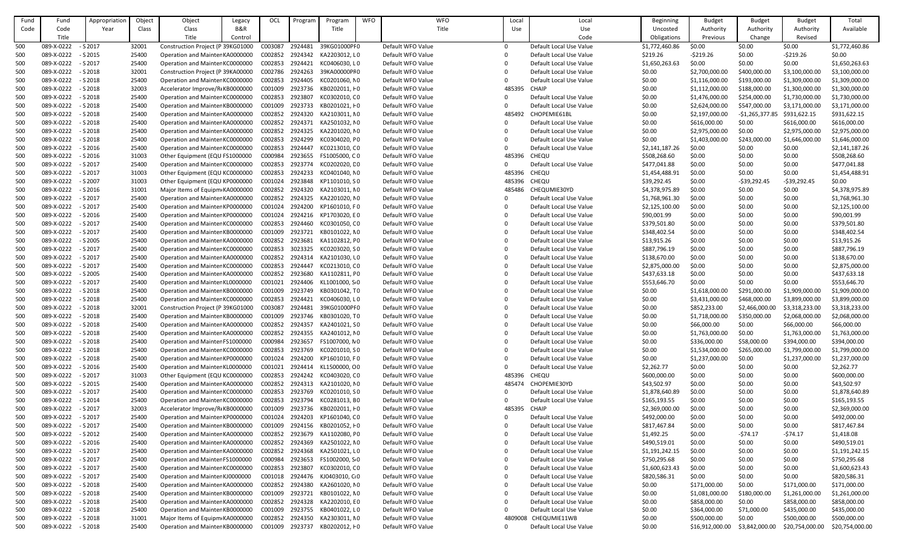| Fund Code | Fund Code Title | Appropriation Year | Object Class | Object Class Title | Legacy B&R Control | OCL | Program | Program Title | WFO | WFO Title | Local Use | Local Use Code | Beginning Uncosted Obligations | Budget Authority Previous | Budget Authority Change | Budget Authority Revised | Total Available |
|---|---|---|---|---|---|---|---|---|---|---|---|---|---|---|---|---|---|
| 500 | 089-X-0222 | - S 2017 | 32001 | Construction Project (P 39KG01000 | | C003087 | 2924481 | 39KG01000PF0 | | Default WFO Value | 0 | Default Local Use Value | $1,772,460.86 | $0.00 | $0.00 | $0.00 | $1,772,460.86 |
| 500 | 089-X-0222 | - S 2015 | 25400 | Operation and Mainten KA0000000 | | C002852 | 2924342 | KA2203012, L0 | | Default WFO Value | 0 | Default Local Use Value | $219.26 | -$219.26 | $0.00 | -$219.26 | $0.00 |
| 500 | 089-X-0222 | - S 2017 | 25400 | Operation and Mainten KC0000000 | | C002853 | 2924421 | KC0406030, L0 | | Default WFO Value | 0 | Default Local Use Value | $1,650,263.63 | $0.00 | $0.00 | $0.00 | $1,650,263.63 |
| 500 | 089-X-0222 | - S 2018 | 32001 | Construction Project (P 39KA00000 | | C002786 | 2924263 | 39KA00000PR0 | | Default WFO Value | 0 | Default Local Use Value | $0.00 | $2,700,000.00 | $400,000.00 | $3,100,000.00 | $3,100,000.00 |
| 500 | 089-X-0222 | - S 2018 | 25400 | Operation and Mainten KC0000000 | | C002853 | 2924405 | KC0201060, N0 | | Default WFO Value | 0 | Default Local Use Value | $0.00 | $1,116,000.00 | $193,000.00 | $1,309,000.00 | $1,309,000.00 |
| 500 | 089-X-0222 | - S 2018 | 32003 | Accelerator Improve/R KB0000000 | | C001009 | 2923736 | KB0202011, H0 | | Default WFO Value | 485395 | CHAIP | $0.00 | $1,112,000.00 | $188,000.00 | $1,300,000.00 | $1,300,000.00 |
| 500 | 089-X-0222 | - S 2018 | 25400 | Operation and Mainten KC0000000 | | C002853 | 2923807 | KC0302010, C0 | | Default WFO Value | 0 | Default Local Use Value | $0.00 | $1,476,000.00 | $254,000.00 | $1,730,000.00 | $1,730,000.00 |
| 500 | 089-X-0222 | - S 2018 | 25400 | Operation and Mainten KB0000000 | | C001009 | 2923733 | KB0201021, H0 | | Default WFO Value | 0 | Default Local Use Value | $0.00 | $2,624,000.00 | $547,000.00 | $3,171,000.00 | $3,171,000.00 |
| 500 | 089-X-0222 | - S 2018 | 25400 | Operation and Mainten KA0000000 | | C002852 | 2924320 | KA2103011, N0 | | Default WFO Value | 485492 | CHOPEMIE61BL | $0.00 | $2,197,000.00 | -$1,265,377.85 | $931,622.15 | $931,622.15 |
| 500 | 089-X-0222 | - S 2018 | 25400 | Operation and Mainten KA0000000 | | C002852 | 2924371 | KA2501032, N0 | | Default WFO Value | 0 | Default Local Use Value | $0.00 | $616,000.00 | $0.00 | $616,000.00 | $616,000.00 |
| 500 | 089-X-0222 | - S 2018 | 25400 | Operation and Mainten KA0000000 | | C002852 | 2924325 | KA2201020, N0 | | Default WFO Value | 0 | Default Local Use Value | $0.00 | $2,975,000.00 | $0.00 | $2,975,000.00 | $2,975,000.00 |
| 500 | 089-X-0222 | - S 2018 | 25400 | Operation and Mainten KC0000000 | | C002853 | 2924299 | KC0304020, P0 | | Default WFO Value | 0 | Default Local Use Value | $0.00 | $1,403,000.00 | $243,000.00 | $1,646,000.00 | $1,646,000.00 |
| 500 | 089-X-0222 | - S 2016 | 25400 | Operation and Mainten KC0000000 | | C002853 | 2924447 | KC0213010, C0 | | Default WFO Value | 0 | Default Local Use Value | $2,141,187.26 | $0.00 | $0.00 | $0.00 | $2,141,187.26 |
| 500 | 089-X-0222 | - S 2016 | 31003 | Other Equipment (EQU FS1000000 | | C000984 | 2923655 | FS1005000, C0 | | Default WFO Value | 485396 | CHEQU | $508,268.60 | $0.00 | $0.00 | $0.00 | $508,268.60 |
| 500 | 089-X-0222 | - S 2017 | 25400 | Operation and Mainten KC0000000 | | C002853 | 2923774 | KC0202020, D0 | | Default WFO Value | 0 | Default Local Use Value | $477,041.88 | $0.00 | $0.00 | $0.00 | $477,041.88 |
| 500 | 089-X-0222 | - S 2017 | 31003 | Other Equipment (EQU KC0000000 | | C002853 | 2924233 | KC0401040, N0 | | Default WFO Value | 485396 | CHEQU | $1,454,488.91 | $0.00 | $0.00 | $0.00 | $1,454,488.91 |
| 500 | 089-X-0222 | - S 2007 | 31003 | Other Equipment (EQU KP0000000 | | C001024 | 2923848 | KP1101010, S0 | | Default WFO Value | 485396 | CHEQU | $39,292.45 | $0.00 | -$39,292.45 | -$39,292.45 | $0.00 |
| 500 | 089-X-0222 | - S 2016 | 31001 | Major Items of Equipm KA0000000 | | C002852 | 2924320 | KA2103011, N0 | | Default WFO Value | 485486 | CHEQUMIE30YD | $4,378,975.89 | $0.00 | $0.00 | $0.00 | $4,378,975.89 |
| 500 | 089-X-0222 | - S 2017 | 25400 | Operation and Mainten KA0000000 | | C002852 | 2924325 | KA2201020, N0 | | Default WFO Value | 0 | Default Local Use Value | $1,768,961.30 | $0.00 | $0.00 | $0.00 | $1,768,961.30 |
| 500 | 089-X-0222 | - S 2017 | 25400 | Operation and Mainten KP0000000 | | C001024 | 2924200 | KP1601010, F0 | | Default WFO Value | 0 | Default Local Use Value | $2,125,100.00 | $0.00 | $0.00 | $0.00 | $2,125,100.00 |
| 500 | 089-X-0222 | - S 2016 | 25400 | Operation and Mainten KP0000000 | | C001024 | 2924216 | KP1703020, E0 | | Default WFO Value | 0 | Default Local Use Value | $90,001.99 | $0.00 | $0.00 | $0.00 | $90,001.99 |
| 500 | 089-X-0222 | - S 2017 | 25400 | Operation and Mainten KC0000000 | | C002853 | 2924460 | KC0301050, C0 | | Default WFO Value | 0 | Default Local Use Value | $379,501.80 | $0.00 | $0.00 | $0.00 | $379,501.80 |
| 500 | 089-X-0222 | - S 2017 | 25400 | Operation and Mainten KB0000000 | | C001009 | 2923721 | KB0101022, N0 | | Default WFO Value | 0 | Default Local Use Value | $348,402.54 | $0.00 | $0.00 | $0.00 | $348,402.54 |
| 500 | 089-X-0222 | - S 2005 | 25400 | Operation and Mainten KA0000000 | | C002852 | 2923681 | KA1102812, P0 | | Default WFO Value | 0 | Default Local Use Value | $13,915.26 | $0.00 | $0.00 | $0.00 | $13,915.26 |
| 500 | 089-X-0222 | - S 2017 | 25400 | Operation and Mainten KC0000000 | | C002853 | 3023325 | KC0203020, S0 | | Default WFO Value | 0 | Default Local Use Value | $887,796.19 | $0.00 | $0.00 | $0.00 | $887,796.19 |
| 500 | 089-X-0222 | - S 2017 | 25400 | Operation and Mainten KA0000000 | | C002852 | 2924314 | KA2101030, L0 | | Default WFO Value | 0 | Default Local Use Value | $138,670.00 | $0.00 | $0.00 | $0.00 | $138,670.00 |
| 500 | 089-X-0222 | - S 2017 | 25400 | Operation and Mainten KC0000000 | | C002853 | 2924447 | KC0213010, C0 | | Default WFO Value | 0 | Default Local Use Value | $2,875,000.00 | $0.00 | $0.00 | $0.00 | $2,875,000.00 |
| 500 | 089-X-0222 | - S 2005 | 25400 | Operation and Mainten KA0000000 | | C002852 | 2923680 | KA1102811, P0 | | Default WFO Value | 0 | Default Local Use Value | $437,633.18 | $0.00 | $0.00 | $0.00 | $437,633.18 |
| 500 | 089-X-0222 | - S 2017 | 25400 | Operation and Mainten KL0000000 | | C001021 | 2924406 | KL1001000, S0 | | Default WFO Value | 0 | Default Local Use Value | $553,646.70 | $0.00 | $0.00 | $0.00 | $553,646.70 |
| 500 | 089-X-0222 | - S 2018 | 25400 | Operation and Mainten KB0000000 | | C001009 | 2923749 | KB0301042, T0 | | Default WFO Value | 0 | Default Local Use Value | $0.00 | $1,618,000.00 | $291,000.00 | $1,909,000.00 | $1,909,000.00 |
| 500 | 089-X-0222 | - S 2018 | 25400 | Operation and Mainten KC0000000 | | C002853 | 2924421 | KC0406030, L0 | | Default WFO Value | 0 | Default Local Use Value | $0.00 | $3,431,000.00 | $468,000.00 | $3,899,000.00 | $3,899,000.00 |
| 500 | 089-X-0222 | - S 2018 | 32001 | Construction Project (P 39KG01000 | | C003087 | 2924481 | 39KG01000PF0 | | Default WFO Value | 0 | Default Local Use Value | $0.00 | $852,233.00 | $2,466,000.00 | $3,318,233.00 | $3,318,233.00 |
| 500 | 089-X-0222 | - S 2018 | 25400 | Operation and Mainten KB0000000 | | C001009 | 2923746 | KB0301020, T0 | | Default WFO Value | 0 | Default Local Use Value | $0.00 | $1,718,000.00 | $350,000.00 | $2,068,000.00 | $2,068,000.00 |
| 500 | 089-X-0222 | - S 2018 | 25400 | Operation and Mainten KA0000000 | | C002852 | 2924357 | KA2401021, S0 | | Default WFO Value | 0 | Default Local Use Value | $0.00 | $66,000.00 | $0.00 | $66,000.00 | $66,000.00 |
| 500 | 089-X-0222 | - S 2018 | 25400 | Operation and Mainten KA0000000 | | C002852 | 2924355 | KA2401012, N0 | | Default WFO Value | 0 | Default Local Use Value | $0.00 | $1,763,000.00 | $0.00 | $1,763,000.00 | $1,763,000.00 |
| 500 | 089-X-0222 | - S 2018 | 25400 | Operation and Mainten FS1000000 | | C000984 | 2923657 | FS1007000, M0 | | Default WFO Value | 0 | Default Local Use Value | $0.00 | $336,000.00 | $58,000.00 | $394,000.00 | $394,000.00 |
| 500 | 089-X-0222 | - S 2018 | 25400 | Operation and Mainten KC0000000 | | C002853 | 2923769 | KC0201010, S0 | | Default WFO Value | 0 | Default Local Use Value | $0.00 | $1,534,000.00 | $265,000.00 | $1,799,000.00 | $1,799,000.00 |
| 500 | 089-X-0222 | - S 2018 | 25400 | Operation and Mainten KP0000000 | | C001024 | 2924200 | KP1601010, F0 | | Default WFO Value | 0 | Default Local Use Value | $0.00 | $1,237,000.00 | $0.00 | $1,237,000.00 | $1,237,000.00 |
| 500 | 089-X-0222 | - S 2016 | 25400 | Operation and Mainten KL0000000 | | C001021 | 2924414 | KL1500000, O0 | | Default WFO Value | 0 | Default Local Use Value | $2,262.77 | $0.00 | $0.00 | $0.00 | $2,262.77 |
| 500 | 089-X-0222 | - S 2017 | 31003 | Other Equipment (EQU KC0000000 | | C002853 | 2924242 | KC0403020, C0 | | Default WFO Value | 485396 | CHEQU | $600,000.00 | $0.00 | $0.00 | $0.00 | $600,000.00 |
| 500 | 089-X-0222 | - S 2015 | 25400 | Operation and Mainten KA0000000 | | C002852 | 2924313 | KA2101020, N0 | | Default WFO Value | 485474 | CHOPEMIE30YD | $43,502.97 | $0.00 | $0.00 | $0.00 | $43,502.97 |
| 500 | 089-X-0222 | - S 2017 | 25400 | Operation and Mainten KC0000000 | | C002853 | 2923769 | KC0201010, S0 | | Default WFO Value | 0 | Default Local Use Value | $1,878,640.89 | $0.00 | $0.00 | $0.00 | $1,878,640.89 |
| 500 | 089-X-0222 | - S 2014 | 25400 | Operation and Mainten KC0000000 | | C002853 | 2923794 | KC0281013, B0 | | Default WFO Value | 0 | Default Local Use Value | $165,193.55 | $0.00 | $0.00 | $0.00 | $165,193.55 |
| 500 | 089-X-0222 | - S 2017 | 32003 | Accelerator Improve/R KB0000000 | | C001009 | 2923736 | KB0202011, H0 | | Default WFO Value | 485395 | CHAIP | $2,369,000.00 | $0.00 | $0.00 | $0.00 | $2,369,000.00 |
| 500 | 089-X-0222 | - S 2017 | 25400 | Operation and Mainten KP0000000 | | C001024 | 2924203 | KP1601040, C0 | | Default WFO Value | 0 | Default Local Use Value | $492,000.00 | $0.00 | $0.00 | $0.00 | $492,000.00 |
| 500 | 089-X-0222 | - S 2017 | 25400 | Operation and Mainten KB0000000 | | C001009 | 2924156 | KB0201052, H0 | | Default WFO Value | 0 | Default Local Use Value | $817,467.84 | $0.00 | $0.00 | $0.00 | $817,467.84 |
| 500 | 089-X-0222 | - S 2012 | 25400 | Operation and Mainten KA0000000 | | C002852 | 2923679 | KA1102080, P0 | | Default WFO Value | 0 | Default Local Use Value | $1,492.25 | $0.00 | -$74.17 | -$74.17 | $1,418.08 |
| 500 | 089-X-0222 | - S 2016 | 25400 | Operation and Mainten KA0000000 | | C002852 | 2924369 | KA2501022, N0 | | Default WFO Value | 0 | Default Local Use Value | $490,519.01 | $0.00 | $0.00 | $0.00 | $490,519.01 |
| 500 | 089-X-0222 | - S 2017 | 25400 | Operation and Mainten KA0000000 | | C002852 | 2924368 | KA2501021, L0 | | Default WFO Value | 0 | Default Local Use Value | $1,191,242.15 | $0.00 | $0.00 | $0.00 | $1,191,242.15 |
| 500 | 089-X-0222 | - S 2017 | 25400 | Operation and Mainten FS1000000 | | C000984 | 2923653 | FS1002000, S0 | | Default WFO Value | 0 | Default Local Use Value | $750,295.68 | $0.00 | $0.00 | $0.00 | $750,295.68 |
| 500 | 089-X-0222 | - S 2017 | 25400 | Operation and Mainten KC0000000 | | C002853 | 2923807 | KC0302010, C0 | | Default WFO Value | 0 | Default Local Use Value | $1,600,623.43 | $0.00 | $0.00 | $0.00 | $1,600,623.43 |
| 500 | 089-X-0222 | - S 2017 | 25400 | Operation and Mainten KJ0000000 | | C001018 | 2924476 | KJ0403010, C0 | | Default WFO Value | 0 | Default Local Use Value | $820,586.31 | $0.00 | $0.00 | $0.00 | $820,586.31 |
| 500 | 089-X-0222 | - S 2018 | 25400 | Operation and Mainten KA0000000 | | C002852 | 2924380 | KA2601020, N0 | | Default WFO Value | 0 | Default Local Use Value | $0.00 | $171,000.00 | $0.00 | $171,000.00 | $171,000.00 |
| 500 | 089-X-0222 | - S 2018 | 25400 | Operation and Mainten KB0000000 | | C001009 | 2923721 | KB0101022, N0 | | Default WFO Value | 0 | Default Local Use Value | $0.00 | $1,081,000.00 | $180,000.00 | $1,261,000.00 | $1,261,000.00 |
| 500 | 089-X-0222 | - S 2018 | 25400 | Operation and Mainten KA0000000 | | C002852 | 2924328 | KA2202010, E0 | | Default WFO Value | 0 | Default Local Use Value | $0.00 | $858,000.00 | $0.00 | $858,000.00 | $858,000.00 |
| 500 | 089-X-0222 | - S 2018 | 25400 | Operation and Mainten KB0000000 | | C001009 | 2923755 | KB0401022, L0 | | Default WFO Value | 0 | Default Local Use Value | $0.00 | $364,000.00 | $71,000.00 | $435,000.00 | $435,000.00 |
| 500 | 089-X-0222 | - S 2018 | 31001 | Major Items of Equipm KA0000000 | | C002852 | 2924350 | KA2303011, N0 | | Default WFO Value | 4809008 | CHEQUMIE11WB | $0.00 | $500,000.00 | $0.00 | $500,000.00 | $500,000.00 |
| 500 | 089-X-0222 | - S 2018 | 25400 | Operation and Mainten KB0000000 | | C001009 | 2923737 | KB0202012, H0 | | Default WFO Value | 0 | Default Local Use Value | $0.00 | $16,912,000.00 | $3,842,000.00 | $20,754,000.00 | $20,754,000.00 |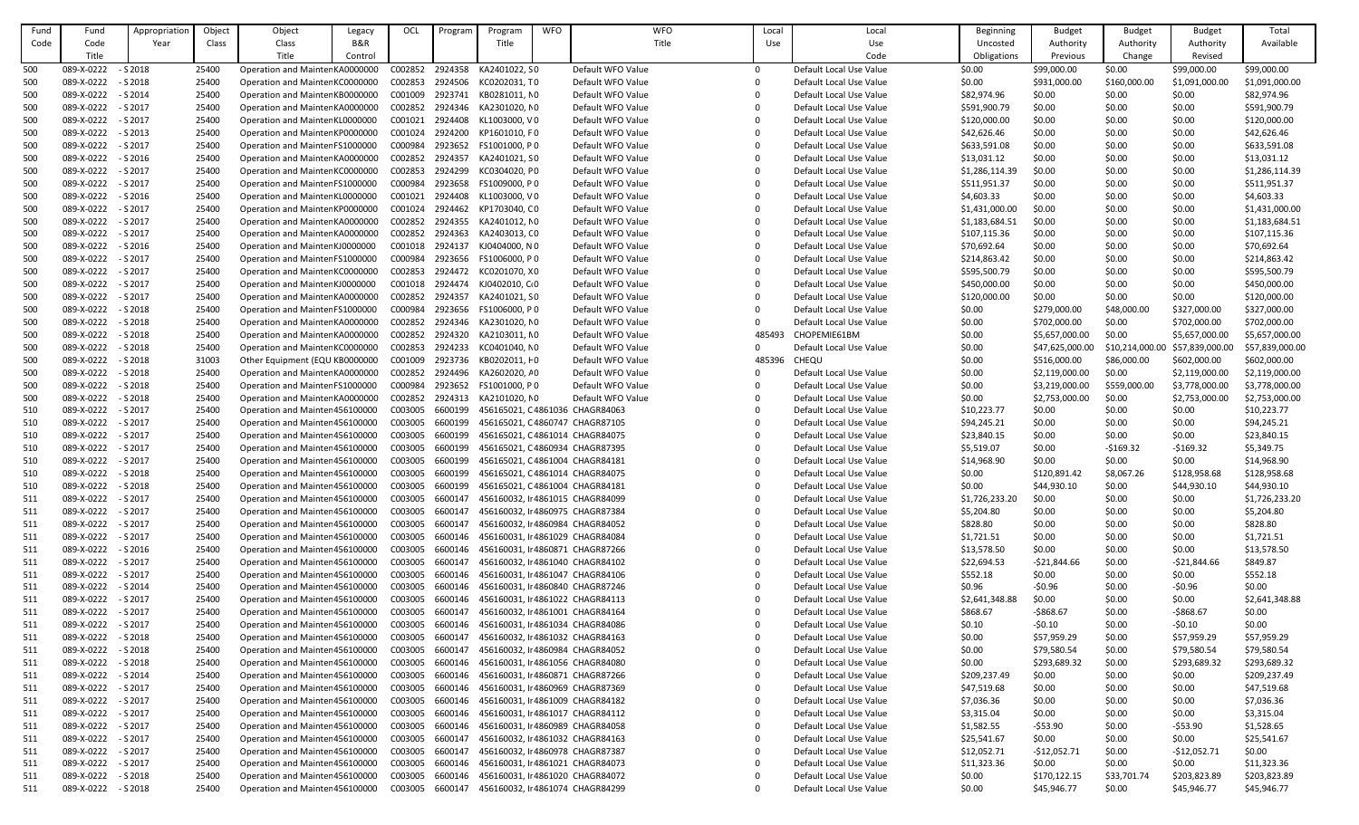| Fund Code | Fund Code Title | Appropriation Year | Object Class | Object Class Title | Legacy B&R Control | OCL | Program | Program Title | WFO | WFO Title | Local Use | Local Use Code | Beginning Uncosted Obligations | Budget Authority Previous | Budget Authority Change | Budget Authority Revised | Total Available |
|---|---|---|---|---|---|---|---|---|---|---|---|---|---|---|---|---|---|
| 500 | 089-X-0222 | - S 2018 | 25400 | Operation and Mainten KA0000000 | | C002852 | 2924358 | KA2401022, S0 | | Default WFO Value | 0 | Default Local Use Value | $0.00 | $99,000.00 | $0.00 | $99,000.00 | $99,000.00 |
| 500 | 089-X-0222 | - S 2018 | 25400 | Operation and Mainten KC0000000 | | C002853 | 2924506 | KC0202031, T0 | | Default WFO Value | 0 | Default Local Use Value | $0.00 | $931,000.00 | $160,000.00 | $1,091,000.00 | $1,091,000.00 |
| 500 | 089-X-0222 | - S 2014 | 25400 | Operation and Mainten KB0000000 | | C001009 | 2923741 | KB0281011, N0 | | Default WFO Value | 0 | Default Local Use Value | $82,974.96 | $0.00 | $0.00 | $0.00 | $82,974.96 |
| 500 | 089-X-0222 | - S 2017 | 25400 | Operation and Mainten KA0000000 | | C002852 | 2924346 | KA2301020, N0 | | Default WFO Value | 0 | Default Local Use Value | $591,900.79 | $0.00 | $0.00 | $0.00 | $591,900.79 |
| 500 | 089-X-0222 | - S 2017 | 25400 | Operation and Mainten KL0000000 | | C001021 | 2924408 | KL1003000, V0 | | Default WFO Value | 0 | Default Local Use Value | $120,000.00 | $0.00 | $0.00 | $0.00 | $120,000.00 |
| 500 | 089-X-0222 | - S 2013 | 25400 | Operation and Mainten KP0000000 | | C001024 | 2924200 | KP1601010, F0 | | Default WFO Value | 0 | Default Local Use Value | $42,626.46 | $0.00 | $0.00 | $0.00 | $42,626.46 |
| 500 | 089-X-0222 | - S 2017 | 25400 | Operation and Mainten FS1000000 | | C000984 | 2923652 | FS1001000, P0 | | Default WFO Value | 0 | Default Local Use Value | $633,591.08 | $0.00 | $0.00 | $0.00 | $633,591.08 |
| 500 | 089-X-0222 | - S 2016 | 25400 | Operation and Mainten KA0000000 | | C002852 | 2924357 | KA2401021, S0 | | Default WFO Value | 0 | Default Local Use Value | $13,031.12 | $0.00 | $0.00 | $0.00 | $13,031.12 |
| 500 | 089-X-0222 | - S 2017 | 25400 | Operation and Mainten KC0000000 | | C002853 | 2924299 | KC0304020, P0 | | Default WFO Value | 0 | Default Local Use Value | $1,286,114.39 | $0.00 | $0.00 | $0.00 | $1,286,114.39 |
| 500 | 089-X-0222 | - S 2017 | 25400 | Operation and Mainten FS1000000 | | C000984 | 2923658 | FS1009000, P0 | | Default WFO Value | 0 | Default Local Use Value | $511,951.37 | $0.00 | $0.00 | $0.00 | $511,951.37 |
| 500 | 089-X-0222 | - S 2016 | 25400 | Operation and Mainten KL0000000 | | C001021 | 2924408 | KL1003000, V0 | | Default WFO Value | 0 | Default Local Use Value | $4,603.33 | $0.00 | $0.00 | $0.00 | $4,603.33 |
| 500 | 089-X-0222 | - S 2017 | 25400 | Operation and Mainten KP0000000 | | C001024 | 2924462 | KP1703040, C0 | | Default WFO Value | 0 | Default Local Use Value | $1,431,000.00 | $0.00 | $0.00 | $0.00 | $1,431,000.00 |
| 500 | 089-X-0222 | - S 2017 | 25400 | Operation and Mainten KA0000000 | | C002852 | 2924355 | KA2401012, N0 | | Default WFO Value | 0 | Default Local Use Value | $1,183,684.51 | $0.00 | $0.00 | $0.00 | $1,183,684.51 |
| 500 | 089-X-0222 | - S 2017 | 25400 | Operation and Mainten KA0000000 | | C002852 | 2924363 | KA2403013, C0 | | Default WFO Value | 0 | Default Local Use Value | $107,115.36 | $0.00 | $0.00 | $0.00 | $107,115.36 |
| 500 | 089-X-0222 | - S 2016 | 25400 | Operation and Mainten KJ0000000 | | C001018 | 2924137 | KJ0404000, N0 | | Default WFO Value | 0 | Default Local Use Value | $70,692.64 | $0.00 | $0.00 | $0.00 | $70,692.64 |
| 500 | 089-X-0222 | - S 2017 | 25400 | Operation and Mainten FS1000000 | | C000984 | 2923656 | FS1006000, P0 | | Default WFO Value | 0 | Default Local Use Value | $214,863.42 | $0.00 | $0.00 | $0.00 | $214,863.42 |
| 500 | 089-X-0222 | - S 2017 | 25400 | Operation and Mainten KC0000000 | | C002853 | 2924472 | KC0201070, X0 | | Default WFO Value | 0 | Default Local Use Value | $595,500.79 | $0.00 | $0.00 | $0.00 | $595,500.79 |
| 500 | 089-X-0222 | - S 2017 | 25400 | Operation and Mainten KJ0000000 | | C001018 | 2924474 | KJ0402010, C0 | | Default WFO Value | 0 | Default Local Use Value | $450,000.00 | $0.00 | $0.00 | $0.00 | $450,000.00 |
| 500 | 089-X-0222 | - S 2017 | 25400 | Operation and Mainten KA0000000 | | C002852 | 2924357 | KA2401021, S0 | | Default WFO Value | 0 | Default Local Use Value | $120,000.00 | $0.00 | $0.00 | $0.00 | $120,000.00 |
| 500 | 089-X-0222 | - S 2018 | 25400 | Operation and Mainten FS1000000 | | C000984 | 2923656 | FS1006000, P0 | | Default WFO Value | 0 | Default Local Use Value | $0.00 | $279,000.00 | $48,000.00 | $327,000.00 | $327,000.00 |
| 500 | 089-X-0222 | - S 2018 | 25400 | Operation and Mainten KA0000000 | | C002852 | 2924346 | KA2301020, N0 | | Default WFO Value | 0 | Default Local Use Value | $0.00 | $702,000.00 | $0.00 | $702,000.00 | $702,000.00 |
| 500 | 089-X-0222 | - S 2018 | 25400 | Operation and Mainten KA0000000 | | C002852 | 2924320 | KA2103011, N0 | | Default WFO Value | 485493 | CHOPEMIE61BM | $0.00 | $5,657,000.00 | $0.00 | $5,657,000.00 | $5,657,000.00 |
| 500 | 089-X-0222 | - S 2018 | 25400 | Operation and Mainten KC0000000 | | C002853 | 2924233 | KC0401040, N0 | | Default WFO Value | 0 | Default Local Use Value | $0.00 | $47,625,000.00 | $10,214,000.00 | $57,839,000.00 | $57,839,000.00 |
| 500 | 089-X-0222 | - S 2018 | 31003 | Other Equipment (EQU KB0000000 | | C001009 | 2923736 | KB0202011, F0 | | Default WFO Value | 485396 | CHEQU | $0.00 | $516,000.00 | $86,000.00 | $602,000.00 | $602,000.00 |
| 500 | 089-X-0222 | - S 2018 | 25400 | Operation and Mainten KA0000000 | | C002852 | 2924496 | KA2602020, A0 | | Default WFO Value | 0 | Default Local Use Value | $0.00 | $2,119,000.00 | $0.00 | $2,119,000.00 | $2,119,000.00 |
| 500 | 089-X-0222 | - S 2018 | 25400 | Operation and Mainten FS1000000 | | C000984 | 2923652 | FS1001000, P0 | | Default WFO Value | 0 | Default Local Use Value | $0.00 | $3,219,000.00 | $559,000.00 | $3,778,000.00 | $3,778,000.00 |
| 500 | 089-X-0222 | - S 2018 | 25400 | Operation and Mainten KA0000000 | | C002852 | 2924313 | KA2101020, N0 | | Default WFO Value | 0 | Default Local Use Value | $0.00 | $2,753,000.00 | $0.00 | $2,753,000.00 | $2,753,000.00 |
| 510 | 089-X-0222 | - S 2017 | 25400 | Operation and Mainten 456100000 | | C003005 | 6600199 | 456165021, C4861036 | | CHAGR84063 | 0 | Default Local Use Value | $10,223.77 | $0.00 | $0.00 | $0.00 | $10,223.77 |
| 510 | 089-X-0222 | - S 2017 | 25400 | Operation and Mainten 456100000 | | C003005 | 6600199 | 456165021, C4860747 | | CHAGR87105 | 0 | Default Local Use Value | $94,245.21 | $0.00 | $0.00 | $0.00 | $94,245.21 |
| 510 | 089-X-0222 | - S 2017 | 25400 | Operation and Mainten 456100000 | | C003005 | 6600199 | 456165021, C4861014 | | CHAGR84075 | 0 | Default Local Use Value | $23,840.15 | $0.00 | $0.00 | $0.00 | $23,840.15 |
| 510 | 089-X-0222 | - S 2017 | 25400 | Operation and Mainten 456100000 | | C003005 | 6600199 | 456165021, C4860934 | | CHAGR87395 | 0 | Default Local Use Value | $5,519.07 | $0.00 | -$169.32 | -$169.32 | $5,349.75 |
| 510 | 089-X-0222 | - S 2017 | 25400 | Operation and Mainten 456100000 | | C003005 | 6600199 | 456165021, C4861004 | | CHAGR84181 | 0 | Default Local Use Value | $14,968.90 | $0.00 | $0.00 | $0.00 | $14,968.90 |
| 510 | 089-X-0222 | - S 2018 | 25400 | Operation and Mainten 456100000 | | C003005 | 6600199 | 456165021, C4861014 | | CHAGR84075 | 0 | Default Local Use Value | $0.00 | $120,891.42 | $8,067.26 | $128,958.68 | $128,958.68 |
| 510 | 089-X-0222 | - S 2018 | 25400 | Operation and Mainten 456100000 | | C003005 | 6600199 | 456165021, C4861004 | | CHAGR84181 | 0 | Default Local Use Value | $0.00 | $44,930.10 | $0.00 | $44,930.10 | $44,930.10 |
| 511 | 089-X-0222 | - S 2017 | 25400 | Operation and Mainten 456100000 | | C003005 | 6600147 | 456160032, I4861015 | | CHAGR84099 | 0 | Default Local Use Value | $1,726,233.20 | $0.00 | $0.00 | $0.00 | $1,726,233.20 |
| 511 | 089-X-0222 | - S 2017 | 25400 | Operation and Mainten 456100000 | | C003005 | 6600147 | 456160032, I4860975 | | CHAGR87384 | 0 | Default Local Use Value | $5,204.80 | $0.00 | $0.00 | $0.00 | $5,204.80 |
| 511 | 089-X-0222 | - S 2017 | 25400 | Operation and Mainten 456100000 | | C003005 | 6600147 | 456160032, I4860984 | | CHAGR84052 | 0 | Default Local Use Value | $828.80 | $0.00 | $0.00 | $0.00 | $828.80 |
| 511 | 089-X-0222 | - S 2017 | 25400 | Operation and Mainten 456100000 | | C003005 | 6600146 | 456160031, I4861029 | | CHAGR84084 | 0 | Default Local Use Value | $1,721.51 | $0.00 | $0.00 | $0.00 | $1,721.51 |
| 511 | 089-X-0222 | - S 2016 | 25400 | Operation and Mainten 456100000 | | C003005 | 6600146 | 456160031, I4860871 | | CHAGR87266 | 0 | Default Local Use Value | $13,578.50 | $0.00 | $0.00 | $0.00 | $13,578.50 |
| 511 | 089-X-0222 | - S 2017 | 25400 | Operation and Mainten 456100000 | | C003005 | 6600147 | 456160032, I4861040 | | CHAGR84102 | 0 | Default Local Use Value | $22,694.53 | -$21,844.66 | $0.00 | -$21,844.66 | $849.87 |
| 511 | 089-X-0222 | - S 2017 | 25400 | Operation and Mainten 456100000 | | C003005 | 6600146 | 456160031, I4861047 | | CHAGR84106 | 0 | Default Local Use Value | $552.18 | $0.00 | $0.00 | $0.00 | $552.18 |
| 511 | 089-X-0222 | - S 2014 | 25400 | Operation and Mainten 456100000 | | C003005 | 6600146 | 456160031, I4860840 | | CHAGR87246 | 0 | Default Local Use Value | $0.96 | -$0.96 | $0.00 | -$0.96 | $0.00 |
| 511 | 089-X-0222 | - S 2017 | 25400 | Operation and Mainten 456100000 | | C003005 | 6600146 | 456160031, I4861022 | | CHAGR84113 | 0 | Default Local Use Value | $2,641,348.88 | $0.00 | $0.00 | $0.00 | $2,641,348.88 |
| 511 | 089-X-0222 | - S 2017 | 25400 | Operation and Mainten 456100000 | | C003005 | 6600147 | 456160032, I4861001 | | CHAGR84164 | 0 | Default Local Use Value | $868.67 | -$868.67 | $0.00 | -$868.67 | $0.00 |
| 511 | 089-X-0222 | - S 2017 | 25400 | Operation and Mainten 456100000 | | C003005 | 6600146 | 456160031, I4861034 | | CHAGR84086 | 0 | Default Local Use Value | $0.10 | -$0.10 | $0.00 | -$0.10 | $0.00 |
| 511 | 089-X-0222 | - S 2018 | 25400 | Operation and Mainten 456100000 | | C003005 | 6600147 | 456160032, I4861032 | | CHAGR84163 | 0 | Default Local Use Value | $0.00 | $57,959.29 | $0.00 | $57,959.29 | $57,959.29 |
| 511 | 089-X-0222 | - S 2018 | 25400 | Operation and Mainten 456100000 | | C003005 | 6600147 | 456160032, I4860984 | | CHAGR84052 | 0 | Default Local Use Value | $0.00 | $79,580.54 | $0.00 | $79,580.54 | $79,580.54 |
| 511 | 089-X-0222 | - S 2018 | 25400 | Operation and Mainten 456100000 | | C003005 | 6600146 | 456160031, I4861056 | | CHAGR84080 | 0 | Default Local Use Value | $0.00 | $293,689.32 | $0.00 | $293,689.32 | $293,689.32 |
| 511 | 089-X-0222 | - S 2014 | 25400 | Operation and Mainten 456100000 | | C003005 | 6600146 | 456160031, I4860871 | | CHAGR87266 | 0 | Default Local Use Value | $209,237.49 | $0.00 | $0.00 | $0.00 | $209,237.49 |
| 511 | 089-X-0222 | - S 2017 | 25400 | Operation and Mainten 456100000 | | C003005 | 6600146 | 456160031, I4860969 | | CHAGR87369 | 0 | Default Local Use Value | $47,519.68 | $0.00 | $0.00 | $0.00 | $47,519.68 |
| 511 | 089-X-0222 | - S 2017 | 25400 | Operation and Mainten 456100000 | | C003005 | 6600146 | 456160031, I4861009 | | CHAGR84182 | 0 | Default Local Use Value | $7,036.36 | $0.00 | $0.00 | $0.00 | $7,036.36 |
| 511 | 089-X-0222 | - S 2017 | 25400 | Operation and Mainten 456100000 | | C003005 | 6600146 | 456160031, I4861017 | | CHAGR84112 | 0 | Default Local Use Value | $3,315.04 | $0.00 | $0.00 | $0.00 | $3,315.04 |
| 511 | 089-X-0222 | - S 2017 | 25400 | Operation and Mainten 456100000 | | C003005 | 6600146 | 456160031, I4860989 | | CHAGR84058 | 0 | Default Local Use Value | $1,582.55 | -$53.90 | $0.00 | -$53.90 | $1,528.65 |
| 511 | 089-X-0222 | - S 2017 | 25400 | Operation and Mainten 456100000 | | C003005 | 6600147 | 456160032, I4861032 | | CHAGR84163 | 0 | Default Local Use Value | $25,541.67 | $0.00 | $0.00 | $0.00 | $25,541.67 |
| 511 | 089-X-0222 | - S 2017 | 25400 | Operation and Mainten 456100000 | | C003005 | 6600147 | 456160032, I4860978 | | CHAGR87387 | 0 | Default Local Use Value | $12,052.71 | -$12,052.71 | $0.00 | -$12,052.71 | $0.00 |
| 511 | 089-X-0222 | - S 2017 | 25400 | Operation and Mainten 456100000 | | C003005 | 6600146 | 456160031, I4861021 | | CHAGR84073 | 0 | Default Local Use Value | $11,323.36 | $0.00 | $0.00 | $0.00 | $11,323.36 |
| 511 | 089-X-0222 | - S 2018 | 25400 | Operation and Mainten 456100000 | | C003005 | 6600146 | 456160031, I4861020 | | CHAGR84072 | 0 | Default Local Use Value | $0.00 | $170,122.15 | $33,701.74 | $203,823.89 | $203,823.89 |
| 511 | 089-X-0222 | - S 2018 | 25400 | Operation and Mainten 456100000 | | C003005 | 6600147 | 456160032, I4861074 | | CHAGR84299 | 0 | Default Local Use Value | $0.00 | $45,946.77 | $0.00 | $45,946.77 | $45,946.77 |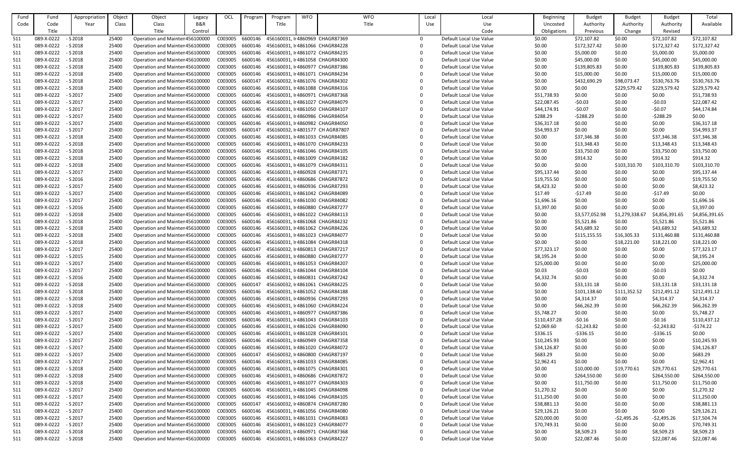| Fund Code | Fund Code Title | Appropriation Year | Object Class | Object Class Title | Legacy B&R Control | OCL | Program | Program Title | WFO | WFO Title | Local Use | Local Use Code | Beginning Uncosted Obligations | Budget Authority Previous | Budget Authority Change | Budget Authority Revised | Total Available |
|---|---|---|---|---|---|---|---|---|---|---|---|---|---|---|---|---|---|
| 511 | 089-X-0222 | - S 2018 | 25400 | Operation and Mainten | 456100000 | C003005 | 6600146 | 456160031, Ir | 4860969 | CHAGR87369 | 0 | Default Local Use Value | $0.00 | $72,107.82 | $0.00 | $72,107.82 | $72,107.82 |
| 511 | 089-X-0222 | - S 2018 | 25400 | Operation and Mainten | 456100000 | C003005 | 6600146 | 456160031, Ir | 4861066 | CHAGR84228 | 0 | Default Local Use Value | $0.00 | $172,327.42 | $0.00 | $172,327.42 | $172,327.42 |
| 511 | 089-X-0222 | - S 2018 | 25400 | Operation and Mainten | 456100000 | C003005 | 6600146 | 456160031, Ir | 4861072 | CHAGR84235 | 0 | Default Local Use Value | $0.00 | $5,000.00 | $0.00 | $5,000.00 | $5,000.00 |
| 511 | 089-X-0222 | - S 2018 | 25400 | Operation and Mainten | 456100000 | C003005 | 6600146 | 456160031, Ir | 4861058 | CHAGR84300 | 0 | Default Local Use Value | $0.00 | $45,000.00 | $0.00 | $45,000.00 | $45,000.00 |
| 511 | 089-X-0222 | - S 2018 | 25400 | Operation and Mainten | 456100000 | C003005 | 6600146 | 456160031, Ir | 4860977 | CHAGR87386 | 0 | Default Local Use Value | $0.00 | $139,805.83 | $0.00 | $139,805.83 | $139,805.83 |
| 511 | 089-X-0222 | - S 2018 | 25400 | Operation and Mainten | 456100000 | C003005 | 6600146 | 456160031, Ir | 4861071 | CHAGR84234 | 0 | Default Local Use Value | $0.00 | $15,000.00 | $0.00 | $15,000.00 | $15,000.00 |
| 511 | 089-X-0222 | - S 2018 | 25400 | Operation and Mainten | 456100000 | C003005 | 6600147 | 456160032, Ir | 4861076 | CHAGR84302 | 0 | Default Local Use Value | $0.00 | $432,690.29 | $98,073.47 | $530,763.76 | $530,763.76 |
| 511 | 089-X-0222 | - S 2018 | 25400 | Operation and Mainten | 456100000 | C003005 | 6600146 | 456160031, Ir | 4861088 | CHAGR84316 | 0 | Default Local Use Value | $0.00 | $0.00 | $229,579.42 | $229,579.42 | $229,579.42 |
| 511 | 089-X-0222 | - S 2017 | 25400 | Operation and Mainten | 456100000 | C003005 | 6600146 | 456160031, Ir | 4860971 | CHAGR87368 | 0 | Default Local Use Value | $51,738.93 | $0.00 | $0.00 | $0.00 | $51,738.93 |
| 511 | 089-X-0222 | - S 2017 | 25400 | Operation and Mainten | 456100000 | C003005 | 6600146 | 456160031, Ir | 4861027 | CHAGR84079 | 0 | Default Local Use Value | $22,087.45 | -$0.03 | $0.00 | -$0.03 | $22,087.42 |
| 511 | 089-X-0222 | - S 2017 | 25400 | Operation and Mainten | 456100000 | C003005 | 6600146 | 456160031, Ir | 4861050 | CHAGR84107 | 0 | Default Local Use Value | $44,174.91 | -$0.07 | $0.00 | -$0.07 | $44,174.84 |
| 511 | 089-X-0222 | - S 2017 | 25400 | Operation and Mainten | 456100000 | C003005 | 6600146 | 456160031, Ir | 4860986 | CHAGR84054 | 0 | Default Local Use Value | $288.29 | -$288.29 | $0.00 | -$288.29 | $0.00 |
| 511 | 089-X-0222 | - S 2017 | 25400 | Operation and Mainten | 456100000 | C003005 | 6600146 | 456160031, Ir | 4860982 | CHAGR84050 | 0 | Default Local Use Value | $36,317.18 | $0.00 | $0.00 | $0.00 | $36,317.18 |
| 511 | 089-X-0222 | - S 2017 | 25400 | Operation and Mainten | 456100000 | C003005 | 6600147 | 456160032, Ir | 4801577 | CH AGR87807 | 0 | Default Local Use Value | $54,993.37 | $0.00 | $0.00 | $0.00 | $54,993.37 |
| 511 | 089-X-0222 | - S 2018 | 25400 | Operation and Mainten | 456100000 | C003005 | 6600146 | 456160031, Ir | 4861033 | CHAGR84085 | 0 | Default Local Use Value | $0.00 | $37,346.38 | $0.00 | $37,346.38 | $37,346.38 |
| 511 | 089-X-0222 | - S 2018 | 25400 | Operation and Mainten | 456100000 | C003005 | 6600146 | 456160031, Ir | 4861070 | CHAGR84233 | 0 | Default Local Use Value | $0.00 | $13,348.43 | $0.00 | $13,348.43 | $13,348.43 |
| 511 | 089-X-0222 | - S 2018 | 25400 | Operation and Mainten | 456100000 | C003005 | 6600146 | 456160031, Ir | 4861046 | CHAGR84105 | 0 | Default Local Use Value | $0.00 | $33,750.00 | $0.00 | $33,750.00 | $33,750.00 |
| 511 | 089-X-0222 | - S 2018 | 25400 | Operation and Mainten | 456100000 | C003005 | 6600146 | 456160031, Ir | 4861009 | CHAGR84182 | 0 | Default Local Use Value | $0.00 | $914.32 | $0.00 | $914.32 | $914.32 |
| 511 | 089-X-0222 | - S 2018 | 25400 | Operation and Mainten | 456100000 | C003005 | 6600146 | 456160031, Ir | 4861079 | CHAGR84311 | 0 | Default Local Use Value | $0.00 | $0.00 | $103,310.70 | $103,310.70 | $103,310.70 |
| 511 | 089-X-0222 | - S 2017 | 25400 | Operation and Mainten | 456100000 | C003005 | 6600146 | 456160031, Ir | 4860928 | CHAGR87371 | 0 | Default Local Use Value | $95,137.44 | $0.00 | $0.00 | $0.00 | $95,137.44 |
| 511 | 089-X-0222 | - S 2016 | 25400 | Operation and Mainten | 456100000 | C003005 | 6600146 | 456160031, Ir | 4860686 | CHAGR87872 | 0 | Default Local Use Value | $19,755.50 | $0.00 | $0.00 | $0.00 | $19,755.50 |
| 511 | 089-X-0222 | - S 2017 | 25400 | Operation and Mainten | 456100000 | C003005 | 6600146 | 456160031, Ir | 4860936 | CHAGR87293 | 0 | Default Local Use Value | $8,423.32 | $0.00 | $0.00 | $0.00 | $8,423.32 |
| 511 | 089-X-0222 | - S 2017 | 25400 | Operation and Mainten | 456100000 | C003005 | 6600146 | 456160031, Ir | 4861042 | CHAGR84089 | 0 | Default Local Use Value | $17.49 | -$17.49 | $0.00 | -$17.49 | $0.00 |
| 511 | 089-X-0222 | - S 2017 | 25400 | Operation and Mainten | 456100000 | C003005 | 6600146 | 456160031, Ir | 4861030 | CHAGR84082 | 0 | Default Local Use Value | $1,696.16 | $0.00 | $0.00 | $0.00 | $1,696.16 |
| 511 | 089-X-0222 | - S 2016 | 25400 | Operation and Mainten | 456100000 | C003005 | 6600146 | 456160031, Ir | 4860880 | CHAGR87277 | 0 | Default Local Use Value | $3,397.00 | $0.00 | $0.00 | $0.00 | $3,397.00 |
| 511 | 089-X-0222 | - S 2018 | 25400 | Operation and Mainten | 456100000 | C003005 | 6600146 | 456160031, Ir | 4861022 | CHAGR84113 | 0 | Default Local Use Value | $0.00 | $3,577,052.98 | $1,279,338.67 | $4,856,391.65 | $4,856,391.65 |
| 511 | 089-X-0222 | - S 2018 | 25400 | Operation and Mainten | 456100000 | C003005 | 6600146 | 456160031, Ir | 4861068 | CHAGR84232 | 0 | Default Local Use Value | $0.00 | $5,521.86 | $0.00 | $5,521.86 | $5,521.86 |
| 511 | 089-X-0222 | - S 2018 | 25400 | Operation and Mainten | 456100000 | C003005 | 6600146 | 456160031, Ir | 4861062 | CHAGR84226 | 0 | Default Local Use Value | $0.00 | $43,689.32 | $0.00 | $43,689.32 | $43,689.32 |
| 511 | 089-X-0222 | - S 2018 | 25400 | Operation and Mainten | 456100000 | C003005 | 6600146 | 456160031, Ir | 4861023 | CHAGR84077 | 0 | Default Local Use Value | $0.00 | $115,155.55 | $16,305.33 | $131,460.88 | $131,460.88 |
| 511 | 089-X-0222 | - S 2018 | 25400 | Operation and Mainten | 456100000 | C003005 | 6600146 | 456160031, Ir | 4861084 | CHAGR84318 | 0 | Default Local Use Value | $0.00 | $0.00 | $18,221.00 | $18,221.00 | $18,221.00 |
| 511 | 089-X-0222 | - S 2017 | 25400 | Operation and Mainten | 456100000 | C003005 | 6600147 | 456160032, Ir | 4860813 | CHAGR87217 | 0 | Default Local Use Value | $77,323.17 | $0.00 | $0.00 | $0.00 | $77,323.17 |
| 511 | 089-X-0222 | - S 2015 | 25400 | Operation and Mainten | 456100000 | C003005 | 6600146 | 456160031, Ir | 4860880 | CHAGR87277 | 0 | Default Local Use Value | $8,195.24 | $0.00 | $0.00 | $0.00 | $8,195.24 |
| 511 | 089-X-0222 | - S 2017 | 25400 | Operation and Mainten | 456100000 | C003005 | 6600146 | 456160031, Ir | 4861053 | CHAGR84207 | 0 | Default Local Use Value | $25,000.00 | $0.00 | $0.00 | $0.00 | $25,000.00 |
| 511 | 089-X-0222 | - S 2017 | 25400 | Operation and Mainten | 456100000 | C003005 | 6600146 | 456160031, Ir | 4861044 | CHAGR84104 | 0 | Default Local Use Value | $0.03 | -$0.03 | $0.00 | -$0.03 | $0.00 |
| 511 | 089-X-0222 | - S 2016 | 25400 | Operation and Mainten | 456100000 | C003005 | 6600146 | 456160031, Ir | 4860831 | CHAGR87242 | 0 | Default Local Use Value | $4,332.74 | $0.00 | $0.00 | $0.00 | $4,332.74 |
| 511 | 089-X-0222 | - S 2018 | 25400 | Operation and Mainten | 456100000 | C003005 | 6600147 | 456160032, Ir | 4861061 | CHAGR84225 | 0 | Default Local Use Value | $0.00 | $33,131.18 | $0.00 | $33,131.18 | $33,131.18 |
| 511 | 089-X-0222 | - S 2018 | 25400 | Operation and Mainten | 456100000 | C003005 | 6600146 | 456160031, Ir | 4861052 | CHAGR84188 | 0 | Default Local Use Value | $0.00 | $101,138.60 | $111,352.52 | $212,491.12 | $212,491.12 |
| 511 | 089-X-0222 | - S 2018 | 25400 | Operation and Mainten | 456100000 | C003005 | 6600146 | 456160031, Ir | 4860936 | CHAGR87293 | 0 | Default Local Use Value | $0.00 | $4,314.37 | $0.00 | $4,314.37 | $4,314.37 |
| 511 | 089-X-0222 | - S 2018 | 25400 | Operation and Mainten | 456100000 | C003005 | 6600146 | 456160031, Ir | 4861060 | CHAGR84224 | 0 | Default Local Use Value | $0.00 | $66,262.39 | $0.00 | $66,262.39 | $66,262.39 |
| 511 | 089-X-0222 | - S 2017 | 25400 | Operation and Mainten | 456100000 | C003005 | 6600146 | 456160031, Ir | 4860977 | CHAGR87386 | 0 | Default Local Use Value | $5,748.27 | $0.00 | $0.00 | $0.00 | $5,748.27 |
| 511 | 089-X-0222 | - S 2017 | 25400 | Operation and Mainten | 456100000 | C003005 | 6600146 | 456160031, Ir | 4861043 | CHAGR84103 | 0 | Default Local Use Value | $110,437.28 | -$0.16 | $0.00 | -$0.16 | $110,437.12 |
| 511 | 089-X-0222 | - S 2017 | 25400 | Operation and Mainten | 456100000 | C003005 | 6600146 | 456160031, Ir | 4861026 | CHAGR84090 | 0 | Default Local Use Value | $2,069.60 | -$2,243.82 | $0.00 | -$2,243.82 | -$174.22 |
| 511 | 089-X-0222 | - S 2017 | 25400 | Operation and Mainten | 456100000 | C003005 | 6600146 | 456160031, Ir | 4861028 | CHAGR84101 | 0 | Default Local Use Value | $336.15 | -$336.15 | $0.00 | -$336.15 | $0.00 |
| 511 | 089-X-0222 | - S 2017 | 25400 | Operation and Mainten | 456100000 | C003005 | 6600146 | 456160031, Ir | 4860949 | CHAGR87358 | 0 | Default Local Use Value | $10,245.93 | $0.00 | $0.00 | $0.00 | $10,245.93 |
| 511 | 089-X-0222 | - S 2017 | 25400 | Operation and Mainten | 456100000 | C003005 | 6600146 | 456160031, Ir | 4861020 | CHAGR84072 | 0 | Default Local Use Value | $34,126.87 | $0.00 | $0.00 | $0.00 | $34,126.87 |
| 511 | 089-X-0222 | - S 2017 | 25400 | Operation and Mainten | 456100000 | C003005 | 6600147 | 456160032, Ir | 4860800 | CHAGR87197 | 0 | Default Local Use Value | $683.29 | $0.00 | $0.00 | $0.00 | $683.29 |
| 511 | 089-X-0222 | - S 2017 | 25400 | Operation and Mainten | 456100000 | C003005 | 6600146 | 456160031, Ir | 4861033 | CHAGR84085 | 0 | Default Local Use Value | $2,962.41 | $0.00 | $0.00 | $0.00 | $2,962.41 |
| 511 | 089-X-0222 | - S 2018 | 25400 | Operation and Mainten | 456100000 | C003005 | 6600146 | 456160031, Ir | 4861075 | CHAGR84301 | 0 | Default Local Use Value | $0.00 | $10,000.00 | $19,770.61 | $29,770.61 | $29,770.61 |
| 511 | 089-X-0222 | - S 2018 | 25400 | Operation and Mainten | 456100000 | C003005 | 6600146 | 456160031, Ir | 4860686 | CHAGR87872 | 0 | Default Local Use Value | $0.00 | $264,550.00 | $0.00 | $264,550.00 | $264,550.00 |
| 511 | 089-X-0222 | - S 2018 | 25400 | Operation and Mainten | 456100000 | C003005 | 6600146 | 456160031, Ir | 4861077 | CHAGR84303 | 0 | Default Local Use Value | $0.00 | $11,750.00 | $0.00 | $11,750.00 | $11,750.00 |
| 511 | 089-X-0222 | - S 2017 | 25400 | Operation and Mainten | 456100000 | C003005 | 6600146 | 456160031, Ir | 4861045 | CHAGR84098 | 0 | Default Local Use Value | $1,270.32 | $0.00 | $0.00 | $0.00 | $1,270.32 |
| 511 | 089-X-0222 | - S 2017 | 25400 | Operation and Mainten | 456100000 | C003005 | 6600146 | 456160031, Ir | 4861046 | CHAGR84105 | 0 | Default Local Use Value | $11,250.00 | $0.00 | $0.00 | $0.00 | $11,250.00 |
| 511 | 089-X-0222 | - S 2017 | 25400 | Operation and Mainten | 456100000 | C003005 | 6600147 | 456160032, Ir | 4860874 | CHAGR87280 | 0 | Default Local Use Value | $38,881.13 | $0.00 | $0.00 | $0.00 | $38,881.13 |
| 511 | 089-X-0222 | - S 2017 | 25400 | Operation and Mainten | 456100000 | C003005 | 6600146 | 456160031, Ir | 4861056 | CHAGR84080 | 0 | Default Local Use Value | $29,126.21 | $0.00 | $0.00 | $0.00 | $29,126.21 |
| 511 | 089-X-0222 | - S 2017 | 25400 | Operation and Mainten | 456100000 | C003005 | 6600146 | 456160031, Ir | 4861031 | CHAGR84083 | 0 | Default Local Use Value | $20,000.00 | $0.00 | -$2,495.26 | -$2,495.26 | $17,504.74 |
| 511 | 089-X-0222 | - S 2017 | 25400 | Operation and Mainten | 456100000 | C003005 | 6600146 | 456160031, Ir | 4861023 | CHAGR84077 | 0 | Default Local Use Value | $70,749.31 | $0.00 | $0.00 | $0.00 | $70,749.31 |
| 511 | 089-X-0222 | - S 2018 | 25400 | Operation and Mainten | 456100000 | C003005 | 6600146 | 456160031, Ir | 4860971 | CHAGR87368 | 0 | Default Local Use Value | $0.00 | $8,509.23 | $0.00 | $8,509.23 | $8,509.23 |
| 511 | 089-X-0222 | - S 2018 | 25400 | Operation and Mainten | 456100000 | C003005 | 6600146 | 456160031, Ir | 4861063 | CHAGR84227 | 0 | Default Local Use Value | $0.00 | $22,087.46 | $0.00 | $22,087.46 | $22,087.46 |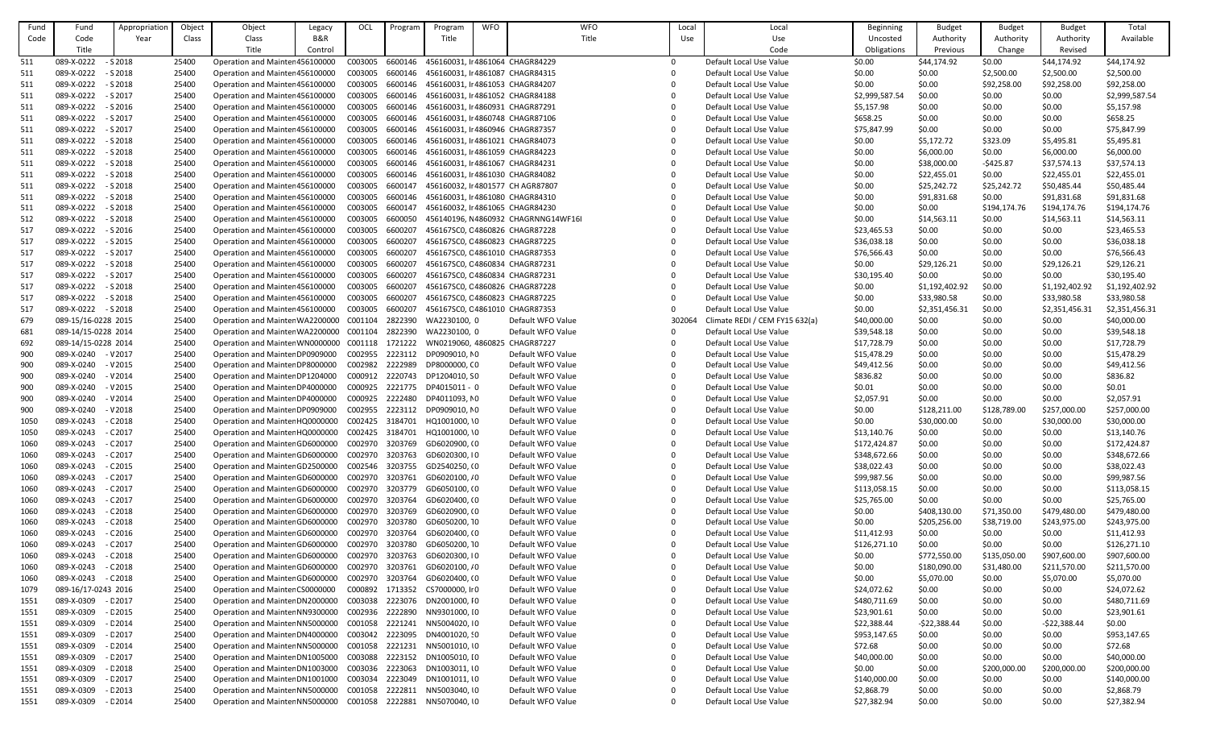| Fund Code | Fund Code Title | Appropriation Year | Object Class | Object Class Title | Legacy B&R Control | OCL | Program | Program Title | WFO | WFO Title | Local Use | Local Use Code | Beginning Uncosted Obligations | Budget Authority Previous | Budget Authority Change | Budget Authority Revised | Total Available |
|---|---|---|---|---|---|---|---|---|---|---|---|---|---|---|---|---|---|
| 511 | 089-X-0222 | - S2018 | 25400 | Operation and Mainten | 456100000 | C003005 | 6600146 | 456160031, Ir | 4861064 | CHAGR84229 | 0 | Default Local Use Value | $0.00 | $44,174.92 | $0.00 | $44,174.92 | $44,174.92 |
| 511 | 089-X-0222 | - S2018 | 25400 | Operation and Mainten | 456100000 | C003005 | 6600146 | 456160031, Ir | 4861087 | CHAGR84315 | 0 | Default Local Use Value | $0.00 | $0.00 | $2,500.00 | $2,500.00 | $2,500.00 |
| 511 | 089-X-0222 | - S2018 | 25400 | Operation and Mainten | 456100000 | C003005 | 6600146 | 456160031, Ir | 4861053 | CHAGR84207 | 0 | Default Local Use Value | $0.00 | $0.00 | $92,258.00 | $92,258.00 | $92,258.00 |
| 511 | 089-X-0222 | - S2017 | 25400 | Operation and Mainten | 456100000 | C003005 | 6600146 | 456160031, Ir | 4861052 | CHAGR84188 | 0 | Default Local Use Value | $2,999,587.54 | $0.00 | $0.00 | $0.00 | $2,999,587.54 |
| 511 | 089-X-0222 | - S2016 | 25400 | Operation and Mainten | 456100000 | C003005 | 6600146 | 456160031, Ir | 4860931 | CHAGR87291 | 0 | Default Local Use Value | $5,157.98 | $0.00 | $0.00 | $0.00 | $5,157.98 |
| 511 | 089-X-0222 | - S2017 | 25400 | Operation and Mainten | 456100000 | C003005 | 6600146 | 456160031, Ir | 4860748 | CHAGR87106 | 0 | Default Local Use Value | $658.25 | $0.00 | $0.00 | $0.00 | $658.25 |
| 511 | 089-X-0222 | - S2017 | 25400 | Operation and Mainten | 456100000 | C003005 | 6600146 | 456160031, Ir | 4860946 | CHAGR87357 | 0 | Default Local Use Value | $75,847.99 | $0.00 | $0.00 | $0.00 | $75,847.99 |
| 511 | 089-X-0222 | - S2018 | 25400 | Operation and Mainten | 456100000 | C003005 | 6600146 | 456160031, Ir | 4861021 | CHAGR84073 | 0 | Default Local Use Value | $0.00 | $5,172.72 | $323.09 | $5,495.81 | $5,495.81 |
| 511 | 089-X-0222 | - S2018 | 25400 | Operation and Mainten | 456100000 | C003005 | 6600146 | 456160031, Ir | 4861059 | CHAGR84223 | 0 | Default Local Use Value | $0.00 | $6,000.00 | $0.00 | $6,000.00 | $6,000.00 |
| 511 | 089-X-0222 | - S2018 | 25400 | Operation and Mainten | 456100000 | C003005 | 6600146 | 456160031, Ir | 4861067 | CHAGR84231 | 0 | Default Local Use Value | $0.00 | $38,000.00 | -$425.87 | $37,574.13 | $37,574.13 |
| 511 | 089-X-0222 | - S2018 | 25400 | Operation and Mainten | 456100000 | C003005 | 6600146 | 456160031, Ir | 4861030 | CHAGR84082 | 0 | Default Local Use Value | $0.00 | $22,455.01 | $0.00 | $22,455.01 | $22,455.01 |
| 511 | 089-X-0222 | - S2018 | 25400 | Operation and Mainten | 456100000 | C003005 | 6600147 | 456160032, Ir | 4801577 | CH AGR87807 | 0 | Default Local Use Value | $0.00 | $25,242.72 | $25,242.72 | $50,485.44 | $50,485.44 |
| 511 | 089-X-0222 | - S2018 | 25400 | Operation and Mainten | 456100000 | C003005 | 6600146 | 456160031, Ir | 4861080 | CHAGR84310 | 0 | Default Local Use Value | $0.00 | $91,831.68 | $0.00 | $91,831.68 | $91,831.68 |
| 511 | 089-X-0222 | - S2018 | 25400 | Operation and Mainten | 456100000 | C003005 | 6600147 | 456160032, Ir | 4861065 | CHAGR84230 | 0 | Default Local Use Value | $0.00 | $0.00 | $194,174.76 | $194,174.76 | $194,174.76 |
| 512 | 089-X-0222 | - S2018 | 25400 | Operation and Mainten | 456100000 | C003005 | 6600050 | 456140196, N | 4860932 | CHAGRNNG14WF16I | 0 | Default Local Use Value | $0.00 | $14,563.11 | $0.00 | $14,563.11 | $14,563.11 |
| 517 | 089-X-0222 | - S2016 | 25400 | Operation and Mainten | 456100000 | C003005 | 6600207 | 456167SC0, C | 4860826 | CHAGR87228 | 0 | Default Local Use Value | $23,465.53 | $0.00 | $0.00 | $0.00 | $23,465.53 |
| 517 | 089-X-0222 | - S2015 | 25400 | Operation and Mainten | 456100000 | C003005 | 6600207 | 456167SC0, C | 4860823 | CHAGR87225 | 0 | Default Local Use Value | $36,038.18 | $0.00 | $0.00 | $0.00 | $36,038.18 |
| 517 | 089-X-0222 | - S2017 | 25400 | Operation and Mainten | 456100000 | C003005 | 6600207 | 456167SC0, C | 4861010 | CHAGR87353 | 0 | Default Local Use Value | $76,566.43 | $0.00 | $0.00 | $0.00 | $76,566.43 |
| 517 | 089-X-0222 | - S2018 | 25400 | Operation and Mainten | 456100000 | C003005 | 6600207 | 456167SC0, C | 4860834 | CHAGR87231 | 0 | Default Local Use Value | $0.00 | $29,126.21 | $0.00 | $29,126.21 | $29,126.21 |
| 517 | 089-X-0222 | - S2017 | 25400 | Operation and Mainten | 456100000 | C003005 | 6600207 | 456167SC0, C | 4860834 | CHAGR87231 | 0 | Default Local Use Value | $30,195.40 | $0.00 | $0.00 | $0.00 | $30,195.40 |
| 517 | 089-X-0222 | - S2018 | 25400 | Operation and Mainten | 456100000 | C003005 | 6600207 | 456167SC0, C | 4860826 | CHAGR87228 | 0 | Default Local Use Value | $0.00 | $1,192,402.92 | $0.00 | $1,192,402.92 | $1,192,402.92 |
| 517 | 089-X-0222 | - S2018 | 25400 | Operation and Mainten | 456100000 | C003005 | 6600207 | 456167SC0, C | 4860823 | CHAGR87225 | 0 | Default Local Use Value | $0.00 | $33,980.58 | $0.00 | $33,980.58 | $33,980.58 |
| 517 | 089-X-0222 | - S2018 | 25400 | Operation and Mainten | 456100000 | C003005 | 6600207 | 456167SC0, C | 4861010 | CHAGR87353 | 0 | Default Local Use Value | $0.00 | $2,351,456.31 | $0.00 | $2,351,456.31 | $2,351,456.31 |
| 679 | 089-15/16-0228 | 2015 | 25400 | Operation and Mainten | WA2200000 | C001104 | 2822390 | WA2230100, 0 | | Default WFO Value | 302064 | Climate REDI / CEM FY15 632(a) | $40,000.00 | $0.00 | $0.00 | $0.00 | $40,000.00 |
| 681 | 089-14/15-0228 | 2014 | 25400 | Operation and Mainten | WA2200000 | C001104 | 2822390 | WA2230100, 0 | | Default WFO Value | 0 | Default Local Use Value | $39,548.18 | $0.00 | $0.00 | $0.00 | $39,548.18 |
| 692 | 089-14/15-0228 | 2014 | 25400 | Operation and Mainten | WN0000000 | C001118 | 1721222 | WN0219060, | 4860825 | CHAGR87227 | 0 | Default Local Use Value | $17,728.79 | $0.00 | $0.00 | $0.00 | $17,728.79 |
| 900 | 089-X-0240 | - V2017 | 25400 | Operation and Mainten | DP0909000 | C002955 | 2223112 | DP0909010, N0 | | Default WFO Value | 0 | Default Local Use Value | $15,478.29 | $0.00 | $0.00 | $0.00 | $15,478.29 |
| 900 | 089-X-0240 | - V2015 | 25400 | Operation and Mainten | DP8000000 | C002982 | 2222989 | DP8000000, C0 | | Default WFO Value | 0 | Default Local Use Value | $49,412.56 | $0.00 | $0.00 | $0.00 | $49,412.56 |
| 900 | 089-X-0240 | - V2014 | 25400 | Operation and Mainten | DP1204000 | C000912 | 2220743 | DP1204010, S0 | | Default WFO Value | 0 | Default Local Use Value | $836.82 | $0.00 | $0.00 | $0.00 | $836.82 |
| 900 | 089-X-0240 | - V2015 | 25400 | Operation and Mainten | DP4000000 | C000925 | 2221775 | DP4015011 - 0 | | Default WFO Value | 0 | Default Local Use Value | $0.01 | $0.00 | $0.00 | $0.00 | $0.01 |
| 900 | 089-X-0240 | - V2014 | 25400 | Operation and Mainten | DP4000000 | C000925 | 2222480 | DP4011093, N0 | | Default WFO Value | 0 | Default Local Use Value | $2,057.91 | $0.00 | $0.00 | $0.00 | $2,057.91 |
| 900 | 089-X-0240 | - V2018 | 25400 | Operation and Mainten | DP0909000 | C002955 | 2223112 | DP0909010, N0 | | Default WFO Value | 0 | Default Local Use Value | $0.00 | $128,211.00 | $128,789.00 | $257,000.00 | $257,000.00 |
| 1050 | 089-X-0243 | - C2018 | 25400 | Operation and Mainten | HQ0000000 | C002425 | 3184701 | HQ1001000, \0 | | Default WFO Value | 0 | Default Local Use Value | $0.00 | $30,000.00 | $0.00 | $30,000.00 | $30,000.00 |
| 1050 | 089-X-0243 | - C2017 | 25400 | Operation and Mainten | HQ0000000 | C002425 | 3184701 | HQ1001000, \0 | | Default WFO Value | 0 | Default Local Use Value | $13,140.76 | $0.00 | $0.00 | $0.00 | $13,140.76 |
| 1060 | 089-X-0243 | - C2017 | 25400 | Operation and Mainten | GD6000000 | C002970 | 3203769 | GD6020900, C0 | | Default WFO Value | 0 | Default Local Use Value | $172,424.87 | $0.00 | $0.00 | $0.00 | $172,424.87 |
| 1060 | 089-X-0243 | - C2017 | 25400 | Operation and Mainten | GD6000000 | C002970 | 3203763 | GD6020300, I0 | | Default WFO Value | 0 | Default Local Use Value | $348,672.66 | $0.00 | $0.00 | $0.00 | $348,672.66 |
| 1060 | 089-X-0243 | - C2015 | 25400 | Operation and Mainten | GD2500000 | C002546 | 3203755 | GD2540250, C0 | | Default WFO Value | 0 | Default Local Use Value | $38,022.43 | $0.00 | $0.00 | $0.00 | $38,022.43 |
| 1060 | 089-X-0243 | - C2017 | 25400 | Operation and Mainten | GD6000000 | C002970 | 3203761 | GD6020100, /0 | | Default WFO Value | 0 | Default Local Use Value | $99,987.56 | $0.00 | $0.00 | $0.00 | $99,987.56 |
| 1060 | 089-X-0243 | - C2017 | 25400 | Operation and Mainten | GD6000000 | C002970 | 3203779 | GD6050100, C0 | | Default WFO Value | 0 | Default Local Use Value | $113,058.15 | $0.00 | $0.00 | $0.00 | $113,058.15 |
| 1060 | 089-X-0243 | - C2017 | 25400 | Operation and Mainten | GD6000000 | C002970 | 3203764 | GD6020400, C0 | | Default WFO Value | 0 | Default Local Use Value | $25,765.00 | $0.00 | $0.00 | $0.00 | $25,765.00 |
| 1060 | 089-X-0243 | - C2018 | 25400 | Operation and Mainten | GD6000000 | C002970 | 3203769 | GD6020900, C0 | | Default WFO Value | 0 | Default Local Use Value | $0.00 | $408,130.00 | $71,350.00 | $479,480.00 | $479,480.00 |
| 1060 | 089-X-0243 | - C2018 | 25400 | Operation and Mainten | GD6000000 | C002970 | 3203780 | GD6050200, T0 | | Default WFO Value | 0 | Default Local Use Value | $0.00 | $205,256.00 | $38,719.00 | $243,975.00 | $243,975.00 |
| 1060 | 089-X-0243 | - C2016 | 25400 | Operation and Mainten | GD6000000 | C002970 | 3203764 | GD6020400, C0 | | Default WFO Value | 0 | Default Local Use Value | $11,412.93 | $0.00 | $0.00 | $0.00 | $11,412.93 |
| 1060 | 089-X-0243 | - C2017 | 25400 | Operation and Mainten | GD6000000 | C002970 | 3203780 | GD6050200, T0 | | Default WFO Value | 0 | Default Local Use Value | $126,271.10 | $0.00 | $0.00 | $0.00 | $126,271.10 |
| 1060 | 089-X-0243 | - C2018 | 25400 | Operation and Mainten | GD6000000 | C002970 | 3203763 | GD6020300, I0 | | Default WFO Value | 0 | Default Local Use Value | $0.00 | $772,550.00 | $135,050.00 | $907,600.00 | $907,600.00 |
| 1060 | 089-X-0243 | - C2018 | 25400 | Operation and Mainten | GD6000000 | C002970 | 3203761 | GD6020100, /0 | | Default WFO Value | 0 | Default Local Use Value | $0.00 | $180,090.00 | $31,480.00 | $211,570.00 | $211,570.00 |
| 1060 | 089-X-0243 | - C2018 | 25400 | Operation and Mainten | GD6000000 | C002970 | 3203764 | GD6020400, C0 | | Default WFO Value | 0 | Default Local Use Value | $0.00 | $5,070.00 | $0.00 | $5,070.00 | $5,070.00 |
| 1079 | 089-16/17-0243 | 2016 | 25400 | Operation and Mainten | CS0000000 | C000892 | 1713352 | CS7000000, Ir0 | | Default WFO Value | 0 | Default Local Use Value | $24,072.62 | $0.00 | $0.00 | $0.00 | $24,072.62 |
| 1551 | 089-X-0309 | - D2017 | 25400 | Operation and Mainten | DN2000000 | C003038 | 2223076 | DN2001000, I0 | | Default WFO Value | 0 | Default Local Use Value | $480,711.69 | $0.00 | $0.00 | $0.00 | $480,711.69 |
| 1551 | 089-X-0309 | - D2015 | 25400 | Operation and Mainten | NN9300000 | C002936 | 2222890 | NN9301000, I0 | | Default WFO Value | 0 | Default Local Use Value | $23,901.61 | $0.00 | $0.00 | $0.00 | $23,901.61 |
| 1551 | 089-X-0309 | - D2014 | 25400 | Operation and Mainten | NN5000000 | C001058 | 2221241 | NN5004020, I0 | | Default WFO Value | 0 | Default Local Use Value | $22,388.44 | -$22,388.44 | $0.00 | -$22,388.44 | $0.00 |
| 1551 | 089-X-0309 | - D2017 | 25400 | Operation and Mainten | DN4000000 | C003042 | 2223095 | DN4001020, S0 | | Default WFO Value | 0 | Default Local Use Value | $953,147.65 | $0.00 | $0.00 | $0.00 | $953,147.65 |
| 1551 | 089-X-0309 | - D2014 | 25400 | Operation and Mainten | NN5000000 | C001058 | 2221231 | NN5001010, I0 | | Default WFO Value | 0 | Default Local Use Value | $72.68 | $0.00 | $0.00 | $0.00 | $72.68 |
| 1551 | 089-X-0309 | - D2017 | 25400 | Operation and Mainten | DN1005000 | C003088 | 2223152 | DN1005010, I0 | | Default WFO Value | 0 | Default Local Use Value | $40,000.00 | $0.00 | $0.00 | $0.00 | $40,000.00 |
| 1551 | 089-X-0309 | - D2018 | 25400 | Operation and Mainten | DN1003000 | C003036 | 2223063 | DN1003011, I0 | | Default WFO Value | 0 | Default Local Use Value | $0.00 | $0.00 | $200,000.00 | $200,000.00 | $200,000.00 |
| 1551 | 089-X-0309 | - D2017 | 25400 | Operation and Mainten | DN1001000 | C003034 | 2223049 | DN1001011, I0 | | Default WFO Value | 0 | Default Local Use Value | $140,000.00 | $0.00 | $0.00 | $0.00 | $140,000.00 |
| 1551 | 089-X-0309 | - D2013 | 25400 | Operation and Mainten | NN5000000 | C001058 | 2222811 | NN5003040, I0 | | Default WFO Value | 0 | Default Local Use Value | $2,868.79 | $0.00 | $0.00 | $0.00 | $2,868.79 |
| 1551 | 089-X-0309 | - D2014 | 25400 | Operation and Mainten | NN5000000 | C001058 | 2222881 | NN5070040, I0 | | Default WFO Value | 0 | Default Local Use Value | $27,382.94 | $0.00 | $0.00 | $0.00 | $27,382.94 |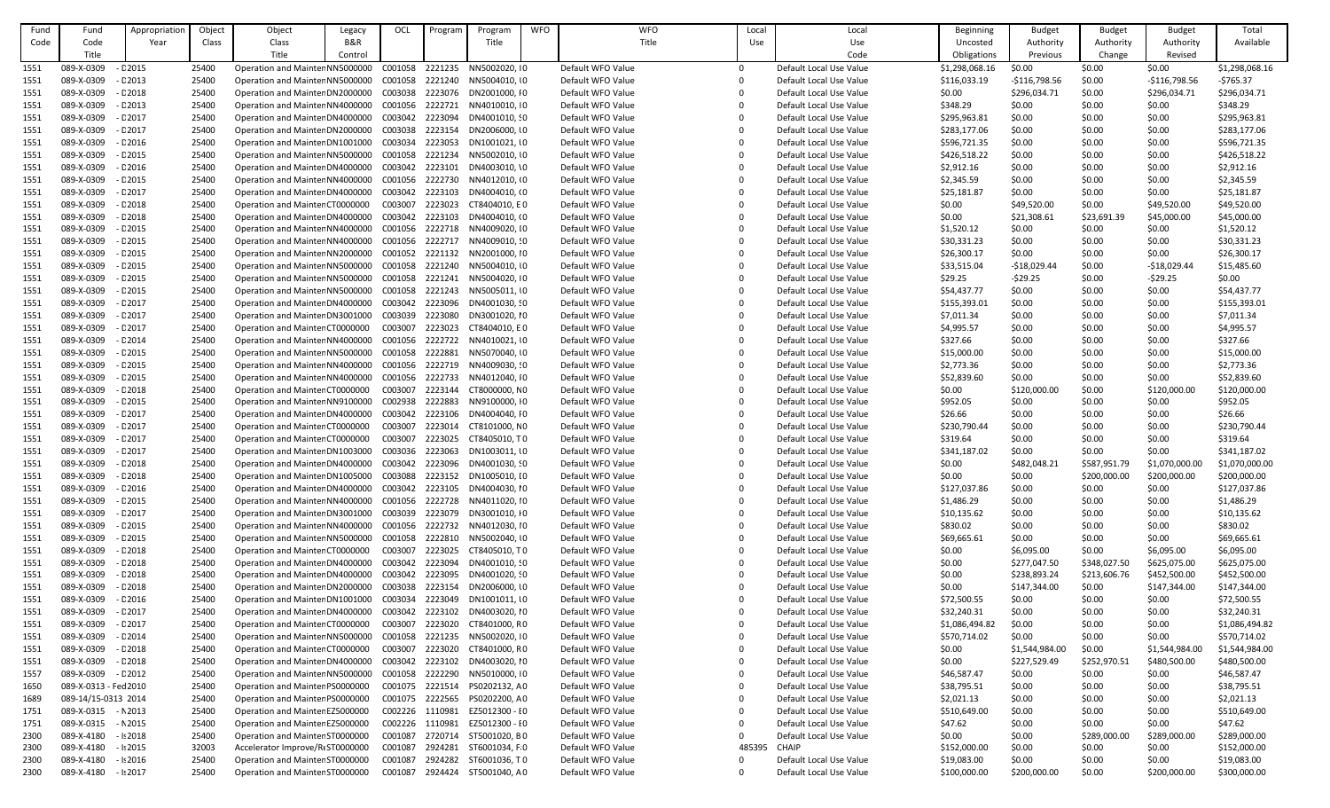| Fund Code | Fund Code Title | Appropriation Year | Object Class | Object Class Title | Legacy B&R Control | OCL | Program | Program Title | WFO | WFO Title | Local Use | Local Use Code | Beginning Uncosted Obligations | Budget Authority Previous | Budget Authority Change | Budget Authority Revised | Total Available |
|---|---|---|---|---|---|---|---|---|---|---|---|---|---|---|---|---|---|
| 1551 | 089-X-0309 | - C2015 | 25400 | Operation and MaintenNN5000000 | | C001058 | 2221235 | NN5002020, I0 | | Default WFO Value | 0 | Default Local Use Value | $1,298,068.16 | $0.00 | $0.00 | $0.00 | $1,298,068.16 |
| 1551 | 089-X-0309 | - C2013 | 25400 | Operation and MaintenNN5000000 | | C001058 | 2221240 | NN5004010, I0 | | Default WFO Value | 0 | Default Local Use Value | $116,033.19 | -$116,798.56 | $0.00 | -$116,798.56 | -$765.37 |
| 1551 | 089-X-0309 | - C2018 | 25400 | Operation and MaintenDN2000000 | | C003038 | 2223076 | DN2001000, I0 | | Default WFO Value | 0 | Default Local Use Value | $0.00 | $296,034.71 | $0.00 | $296,034.71 | $296,034.71 |
| 1551 | 089-X-0309 | - C2013 | 25400 | Operation and MaintenNN4000000 | | C001056 | 2222721 | NN4010010, I0 | | Default WFO Value | 0 | Default Local Use Value | $348.29 | $0.00 | $0.00 | $0.00 | $348.29 |
| 1551 | 089-X-0309 | - C2017 | 25400 | Operation and MaintenDN4000000 | | C003042 | 2223094 | DN4001010, S0 | | Default WFO Value | 0 | Default Local Use Value | $295,963.81 | $0.00 | $0.00 | $0.00 | $295,963.81 |
| 1551 | 089-X-0309 | - C2017 | 25400 | Operation and MaintenDN2000000 | | C003038 | 2223154 | DN2006000, I0 | | Default WFO Value | 0 | Default Local Use Value | $283,177.06 | $0.00 | $0.00 | $0.00 | $283,177.06 |
| 1551 | 089-X-0309 | - C2016 | 25400 | Operation and MaintenDN1001000 | | C003034 | 2223053 | DN1001021, I0 | | Default WFO Value | 0 | Default Local Use Value | $596,721.35 | $0.00 | $0.00 | $0.00 | $596,721.35 |
| 1551 | 089-X-0309 | - C2015 | 25400 | Operation and MaintenNN5000000 | | C001058 | 2221234 | NN5002010, I0 | | Default WFO Value | 0 | Default Local Use Value | $426,518.22 | $0.00 | $0.00 | $0.00 | $426,518.22 |
| 1551 | 089-X-0309 | - C2016 | 25400 | Operation and MaintenDN4000000 | | C003042 | 2223101 | DN4003010, I0 | | Default WFO Value | 0 | Default Local Use Value | $2,912.16 | $0.00 | $0.00 | $0.00 | $2,912.16 |
| 1551 | 089-X-0309 | - C2015 | 25400 | Operation and MaintenNN4000000 | | C001056 | 2222730 | NN4012010, I0 | | Default WFO Value | 0 | Default Local Use Value | $2,345.59 | $0.00 | $0.00 | $0.00 | $2,345.59 |
| 1551 | 089-X-0309 | - C2017 | 25400 | Operation and MaintenDN4000000 | | C003042 | 2223103 | DN4004010, I0 | | Default WFO Value | 0 | Default Local Use Value | $25,181.87 | $0.00 | $0.00 | $0.00 | $25,181.87 |
| 1551 | 089-X-0309 | - C2018 | 25400 | Operation and MaintenCT0000000 | | C003007 | 2223023 | CT8404010, E0 | | Default WFO Value | 0 | Default Local Use Value | $0.00 | $49,520.00 | $0.00 | $49,520.00 | $49,520.00 |
| 1551 | 089-X-0309 | - C2018 | 25400 | Operation and MaintenDN4000000 | | C003042 | 2223103 | DN4004010, I0 | | Default WFO Value | 0 | Default Local Use Value | $0.00 | $21,308.61 | $23,691.39 | $45,000.00 | $45,000.00 |
| 1551 | 089-X-0309 | - C2015 | 25400 | Operation and MaintenNN4000000 | | C001056 | 2222718 | NN4009020, I0 | | Default WFO Value | 0 | Default Local Use Value | $1,520.12 | $0.00 | $0.00 | $0.00 | $1,520.12 |
| 1551 | 089-X-0309 | - C2015 | 25400 | Operation and MaintenNN4000000 | | C001056 | 2222717 | NN4009010, S0 | | Default WFO Value | 0 | Default Local Use Value | $30,331.23 | $0.00 | $0.00 | $0.00 | $30,331.23 |
| 1551 | 089-X-0309 | - C2015 | 25400 | Operation and MaintenNN2000000 | | C001052 | 2221132 | NN2001000, I0 | | Default WFO Value | 0 | Default Local Use Value | $26,300.17 | $0.00 | $0.00 | $0.00 | $26,300.17 |
| 1551 | 089-X-0309 | - C2015 | 25400 | Operation and MaintenNN5000000 | | C001058 | 2221240 | NN5004010, I0 | | Default WFO Value | 0 | Default Local Use Value | $33,515.04 | -$18,029.44 | $0.00 | -$18,029.44 | $15,485.60 |
| 1551 | 089-X-0309 | - C2015 | 25400 | Operation and MaintenNN5000000 | | C001058 | 2221241 | NN5004020, I0 | | Default WFO Value | 0 | Default Local Use Value | $29.25 | -$29.25 | $0.00 | -$29.25 | $0.00 |
| 1551 | 089-X-0309 | - C2015 | 25400 | Operation and MaintenNN5000000 | | C001058 | 2221243 | NN5005011, I0 | | Default WFO Value | 0 | Default Local Use Value | $54,437.77 | $0.00 | $0.00 | $0.00 | $54,437.77 |
| 1551 | 089-X-0309 | - C2017 | 25400 | Operation and MaintenDN4000000 | | C003042 | 2223096 | DN4001030, S0 | | Default WFO Value | 0 | Default Local Use Value | $155,393.01 | $0.00 | $0.00 | $0.00 | $155,393.01 |
| 1551 | 089-X-0309 | - C2017 | 25400 | Operation and MaintenDN3001000 | | C003039 | 2223080 | DN3001020, I0 | | Default WFO Value | 0 | Default Local Use Value | $7,011.34 | $0.00 | $0.00 | $0.00 | $7,011.34 |
| 1551 | 089-X-0309 | - C2017 | 25400 | Operation and MaintenCT0000000 | | C003007 | 2223023 | CT8404010, E0 | | Default WFO Value | 0 | Default Local Use Value | $4,995.57 | $0.00 | $0.00 | $0.00 | $4,995.57 |
| 1551 | 089-X-0309 | - C2014 | 25400 | Operation and MaintenNN4000000 | | C001056 | 2222722 | NN4010021, I0 | | Default WFO Value | 0 | Default Local Use Value | $327.66 | $0.00 | $0.00 | $0.00 | $327.66 |
| 1551 | 089-X-0309 | - C2015 | 25400 | Operation and MaintenNN5000000 | | C001058 | 2222881 | NN5070040, I0 | | Default WFO Value | 0 | Default Local Use Value | $15,000.00 | $0.00 | $0.00 | $0.00 | $15,000.00 |
| 1551 | 089-X-0309 | - C2015 | 25400 | Operation and MaintenNN4000000 | | C001056 | 2222719 | NN4009030, S0 | | Default WFO Value | 0 | Default Local Use Value | $2,773.36 | $0.00 | $0.00 | $0.00 | $2,773.36 |
| 1551 | 089-X-0309 | - C2015 | 25400 | Operation and MaintenNN4000000 | | C001056 | 2222733 | NN4012040, I0 | | Default WFO Value | 0 | Default Local Use Value | $52,839.60 | $0.00 | $0.00 | $0.00 | $52,839.60 |
| 1551 | 089-X-0309 | - C2018 | 25400 | Operation and MaintenCT0000000 | | C003007 | 2223144 | CT8000000, N0 | | Default WFO Value | 0 | Default Local Use Value | $0.00 | $120,000.00 | $0.00 | $120,000.00 | $120,000.00 |
| 1551 | 089-X-0309 | - C2015 | 25400 | Operation and MaintenNN9100000 | | C002938 | 2222883 | NN9100000, I0 | | Default WFO Value | 0 | Default Local Use Value | $952.05 | $0.00 | $0.00 | $0.00 | $952.05 |
| 1551 | 089-X-0309 | - C2017 | 25400 | Operation and MaintenDN4000000 | | C003042 | 2223106 | DN4004040, I0 | | Default WFO Value | 0 | Default Local Use Value | $26.66 | $0.00 | $0.00 | $0.00 | $26.66 |
| 1551 | 089-X-0309 | - C2017 | 25400 | Operation and MaintenCT0000000 | | C003007 | 2223014 | CT8101000, N0 | | Default WFO Value | 0 | Default Local Use Value | $230,790.44 | $0.00 | $0.00 | $0.00 | $230,790.44 |
| 1551 | 089-X-0309 | - C2017 | 25400 | Operation and MaintenCT0000000 | | C003007 | 2223025 | CT8405010, T0 | | Default WFO Value | 0 | Default Local Use Value | $319.64 | $0.00 | $0.00 | $0.00 | $319.64 |
| 1551 | 089-X-0309 | - C2017 | 25400 | Operation and MaintenDN1003000 | | C003036 | 2223063 | DN1003011, I0 | | Default WFO Value | 0 | Default Local Use Value | $341,187.02 | $0.00 | $0.00 | $0.00 | $341,187.02 |
| 1551 | 089-X-0309 | - C2018 | 25400 | Operation and MaintenDN4000000 | | C003042 | 2223096 | DN4001030, S0 | | Default WFO Value | 0 | Default Local Use Value | $0.00 | $482,048.21 | $587,951.79 | $1,070,000.00 | $1,070,000.00 |
| 1551 | 089-X-0309 | - C2018 | 25400 | Operation and MaintenDN1005000 | | C003088 | 2223152 | DN1005010, I0 | | Default WFO Value | 0 | Default Local Use Value | $0.00 | $0.00 | $200,000.00 | $200,000.00 | $200,000.00 |
| 1551 | 089-X-0309 | - C2016 | 25400 | Operation and MaintenDN4000000 | | C003042 | 2223105 | DN4004030, I0 | | Default WFO Value | 0 | Default Local Use Value | $127,037.86 | $0.00 | $0.00 | $0.00 | $127,037.86 |
| 1551 | 089-X-0309 | - C2015 | 25400 | Operation and MaintenNN4000000 | | C001056 | 2222728 | NN4011020, I0 | | Default WFO Value | 0 | Default Local Use Value | $1,486.29 | $0.00 | $0.00 | $0.00 | $1,486.29 |
| 1551 | 089-X-0309 | - C2017 | 25400 | Operation and MaintenDN3001000 | | C003039 | 2223079 | DN3001010, I0 | | Default WFO Value | 0 | Default Local Use Value | $10,135.62 | $0.00 | $0.00 | $0.00 | $10,135.62 |
| 1551 | 089-X-0309 | - C2015 | 25400 | Operation and MaintenNN4000000 | | C001056 | 2222732 | NN4012030, I0 | | Default WFO Value | 0 | Default Local Use Value | $830.02 | $0.00 | $0.00 | $0.00 | $830.02 |
| 1551 | 089-X-0309 | - C2015 | 25400 | Operation and MaintenNN5000000 | | C001058 | 2222810 | NN5002040, I0 | | Default WFO Value | 0 | Default Local Use Value | $69,665.61 | $0.00 | $0.00 | $0.00 | $69,665.61 |
| 1551 | 089-X-0309 | - C2018 | 25400 | Operation and MaintenCT0000000 | | C003007 | 2223025 | CT8405010, T0 | | Default WFO Value | 0 | Default Local Use Value | $0.00 | $6,095.00 | $0.00 | $6,095.00 | $6,095.00 |
| 1551 | 089-X-0309 | - C2018 | 25400 | Operation and MaintenDN4000000 | | C003042 | 2223094 | DN4001010, S0 | | Default WFO Value | 0 | Default Local Use Value | $0.00 | $277,047.50 | $348,027.50 | $625,075.00 | $625,075.00 |
| 1551 | 089-X-0309 | - C2018 | 25400 | Operation and MaintenDN4000000 | | C003042 | 2223095 | DN4001020, S0 | | Default WFO Value | 0 | Default Local Use Value | $0.00 | $238,893.24 | $213,606.76 | $452,500.00 | $452,500.00 |
| 1551 | 089-X-0309 | - C2018 | 25400 | Operation and MaintenDN2000000 | | C003038 | 2223154 | DN2006000, I0 | | Default WFO Value | 0 | Default Local Use Value | $0.00 | $147,344.00 | $0.00 | $147,344.00 | $147,344.00 |
| 1551 | 089-X-0309 | - C2016 | 25400 | Operation and MaintenDN1001000 | | C003034 | 2223049 | DN1001011, I0 | | Default WFO Value | 0 | Default Local Use Value | $72,500.55 | $0.00 | $0.00 | $0.00 | $72,500.55 |
| 1551 | 089-X-0309 | - C2017 | 25400 | Operation and MaintenDN4000000 | | C003042 | 2223102 | DN4003020, I0 | | Default WFO Value | 0 | Default Local Use Value | $32,240.31 | $0.00 | $0.00 | $0.00 | $32,240.31 |
| 1551 | 089-X-0309 | - C2017 | 25400 | Operation and MaintenCT0000000 | | C003007 | 2223020 | CT8401000, R0 | | Default WFO Value | 0 | Default Local Use Value | $1,086,494.82 | $0.00 | $0.00 | $0.00 | $1,086,494.82 |
| 1551 | 089-X-0309 | - C2014 | 25400 | Operation and MaintenNN5000000 | | C001058 | 2221235 | NN5002020, I0 | | Default WFO Value | 0 | Default Local Use Value | $570,714.02 | $0.00 | $0.00 | $0.00 | $570,714.02 |
| 1551 | 089-X-0309 | - C2018 | 25400 | Operation and MaintenCT0000000 | | C003007 | 2223020 | CT8401000, R0 | | Default WFO Value | 0 | Default Local Use Value | $0.00 | $1,544,984.00 | $0.00 | $1,544,984.00 | $1,544,984.00 |
| 1551 | 089-X-0309 | - C2018 | 25400 | Operation and MaintenDN4000000 | | C003042 | 2223102 | DN4003020, I0 | | Default WFO Value | 0 | Default Local Use Value | $0.00 | $227,529.49 | $252,970.51 | $480,500.00 | $480,500.00 |
| 1557 | 089-X-0309 | - C2012 | 25400 | Operation and MaintenNN5000000 | | C001058 | 2222290 | NN5010000, I0 | | Default WFO Value | 0 | Default Local Use Value | $46,587.47 | $0.00 | $0.00 | $0.00 | $46,587.47 |
| 1650 | 089-X-0313 - Fed 2010 | | 25400 | Operation and MaintenPS0000000 | | C001075 | 2221514 | PS0202132, A0 | | Default WFO Value | 0 | Default Local Use Value | $38,795.51 | $0.00 | $0.00 | $0.00 | $38,795.51 |
| 1689 | 089-14/15-0313 2014 | | 25400 | Operation and MaintenPS0000000 | | C001075 | 2222565 | PS0202200, A0 | | Default WFO Value | 0 | Default Local Use Value | $2,021.13 | $0.00 | $0.00 | $0.00 | $2,021.13 |
| 1751 | 089-X-0315 | - N2013 | 25400 | Operation and MaintenEZ5000000 | | C002226 | 1110981 | EZ5012300 - E0 | | Default WFO Value | 0 | Default Local Use Value | $510,649.00 | $0.00 | $0.00 | $0.00 | $510,649.00 |
| 1751 | 089-X-0315 | - N2015 | 25400 | Operation and MaintenEZ5000000 | | C002226 | 1110981 | EZ5012300 - E0 | | Default WFO Value | 0 | Default Local Use Value | $47.62 | $0.00 | $0.00 | $0.00 | $47.62 |
| 2300 | 089-X-4180 | - I2018 | 25400 | Operation and MaintenST0000000 | | C001087 | 2720714 | ST5001020, B0 | | Default WFO Value | 0 | Default Local Use Value | $0.00 | $0.00 | $289,000.00 | $289,000.00 | $289,000.00 |
| 2300 | 089-X-4180 | - I2015 | 32003 | Accelerator Improve/ReST0000000 | | C001087 | 2924281 | ST6001034, F0 | | Default WFO Value | 485395 | CHAIP | $152,000.00 | $0.00 | $0.00 | $0.00 | $152,000.00 |
| 2300 | 089-X-4180 | - I2016 | 25400 | Operation and MaintenST0000000 | | C001087 | 2924282 | ST6001036, T0 | | Default WFO Value | 0 | Default Local Use Value | $19,083.00 | $0.00 | $0.00 | $0.00 | $19,083.00 |
| 2300 | 089-X-4180 | - I2017 | 25400 | Operation and MaintenST0000000 | | C001087 | 2924424 | ST5001040, A0 | | Default WFO Value | 0 | Default Local Use Value | $100,000.00 | $200,000.00 | $0.00 | $200,000.00 | $300,000.00 |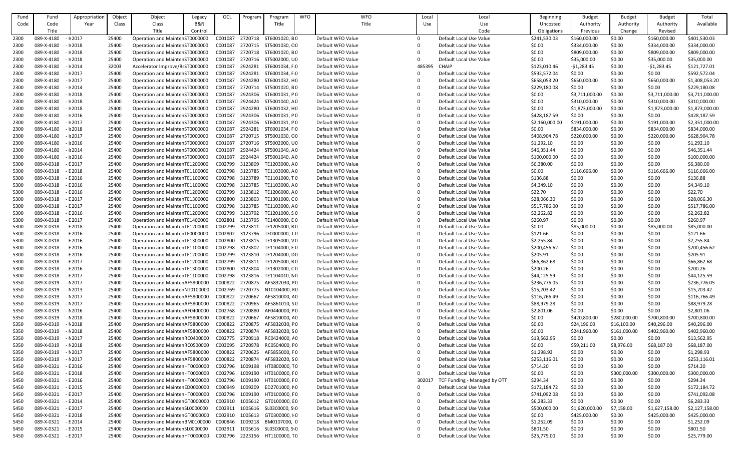| Fund Code | Fund Code Title | Appropriation Year | Object Class | Object Class Title | Legacy B&R Control | OCL | Program | Program Title | WFO | WFO Title | Local Use | Local Use Code | Beginning Uncosted Obligations | Budget Authority Previous | Budget Authority Change | Budget Authority Revised | Total Available |
|---|---|---|---|---|---|---|---|---|---|---|---|---|---|---|---|---|---|
| 2300 | 089-X-4180 | - I 2017 | 25400 | Operation and Mainten | ST0000000 | C001087 | 2720718 | ST6001020, B 0 | | Default WFO Value | 0 | Default Local Use Value | $241,530.03 | $160,000.00 | $0.00 | $160,000.00 | $401,530.03 |
| 2300 | 089-X-4180 | - I 2018 | 25400 | Operation and Mainten | ST0000000 | C001087 | 2720715 | ST5001030, O 0 | | Default WFO Value | 0 | Default Local Use Value | $0.00 | $334,000.00 | $0.00 | $334,000.00 | $334,000.00 |
| 2300 | 089-X-4180 | - I 2018 | 25400 | Operation and Mainten | ST0000000 | C001087 | 2720718 | ST6001020, B 0 | | Default WFO Value | 0 | Default Local Use Value | $0.00 | $809,000.00 | $0.00 | $809,000.00 | $809,000.00 |
| 2300 | 089-X-4180 | - I 2018 | 25400 | Operation and Mainten | ST0000000 | C001087 | 2720716 | ST5002000, U 0 | | Default WFO Value | 0 | Default Local Use Value | $0.00 | $35,000.00 | $0.00 | $35,000.00 | $35,000.00 |
| 2300 | 089-X-4180 | - I 2014 | 32003 | Accelerator Improve/Re | ST0000000 | C001087 | 2924281 | ST6001034, F 0 | | Default WFO Value | 485395 | CHAIP | $123,010.46 | -$1,283.45 | $0.00 | -$1,283.45 | $121,727.01 |
| 2300 | 089-X-4180 | - I 2017 | 25400 | Operation and Mainten | ST0000000 | C001087 | 2924281 | ST6001034, F 0 | | Default WFO Value | 0 | Default Local Use Value | $592,572.04 | $0.00 | $0.00 | $0.00 | $592,572.04 |
| 2300 | 089-X-4180 | - I 2017 | 25400 | Operation and Mainten | ST0000000 | C001087 | 2924280 | ST6001032, H 0 | | Default WFO Value | 0 | Default Local Use Value | $658,053.20 | $650,000.00 | $0.00 | $650,000.00 | $1,308,053.20 |
| 2300 | 089-X-4180 | - I 2014 | 25400 | Operation and Mainten | ST0000000 | C001087 | 2720714 | ST5001020, B 0 | | Default WFO Value | 0 | Default Local Use Value | $229,180.08 | $0.00 | $0.00 | $0.00 | $229,180.08 |
| 2300 | 089-X-4180 | - I 2018 | 25400 | Operation and Mainten | ST0000000 | C001087 | 2924306 | ST6001031, P 0 | | Default WFO Value | 0 | Default Local Use Value | $0.00 | $3,711,000.00 | $0.00 | $3,711,000.00 | $3,711,000.00 |
| 2300 | 089-X-4180 | - I 2018 | 25400 | Operation and Mainten | ST0000000 | C001087 | 2924424 | ST5001040, A 0 | | Default WFO Value | 0 | Default Local Use Value | $0.00 | $310,000.00 | $0.00 | $310,000.00 | $310,000.00 |
| 2300 | 089-X-4180 | - I 2018 | 25400 | Operation and Mainten | ST0000000 | C001087 | 2924280 | ST6001032, H 0 | | Default WFO Value | 0 | Default Local Use Value | $0.00 | $1,873,000.00 | $0.00 | $1,873,000.00 | $1,873,000.00 |
| 2300 | 089-X-4180 | - I 2016 | 25400 | Operation and Mainten | ST0000000 | C001087 | 2924306 | ST6001031, P 0 | | Default WFO Value | 0 | Default Local Use Value | $428,187.59 | $0.00 | $0.00 | $0.00 | $428,187.59 |
| 2300 | 089-X-4180 | - I 2017 | 25400 | Operation and Mainten | ST0000000 | C001087 | 2924306 | ST6001031, P 0 | | Default WFO Value | 0 | Default Local Use Value | $2,160,000.00 | $191,000.00 | $0.00 | $191,000.00 | $2,351,000.00 |
| 2300 | 089-X-4180 | - I 2018 | 25400 | Operation and Mainten | ST0000000 | C001087 | 2924281 | ST6001034, F 0 | | Default WFO Value | 0 | Default Local Use Value | $0.00 | $834,000.00 | $0.00 | $834,000.00 | $834,000.00 |
| 2300 | 089-X-4180 | - I 2017 | 25400 | Operation and Mainten | ST0000000 | C001087 | 2720715 | ST5001030, O 0 | | Default WFO Value | 0 | Default Local Use Value | $408,904.78 | $220,000.00 | $0.00 | $220,000.00 | $628,904.78 |
| 2300 | 089-X-4180 | - I 2016 | 25400 | Operation and Mainten | ST0000000 | C001087 | 2720716 | ST5002000, U 0 | | Default WFO Value | 0 | Default Local Use Value | $1,292.10 | $0.00 | $0.00 | $0.00 | $1,292.10 |
| 2300 | 089-X-4180 | - I 2014 | 25400 | Operation and Mainten | ST0000000 | C001087 | 2924424 | ST5001040, A 0 | | Default WFO Value | 0 | Default Local Use Value | $46,351.44 | $0.00 | $0.00 | $0.00 | $46,351.44 |
| 2300 | 089-X-4180 | - I 2016 | 25400 | Operation and Mainten | ST0000000 | C001087 | 2924424 | ST5001040, A 0 | | Default WFO Value | 0 | Default Local Use Value | $100,000.00 | $0.00 | $0.00 | $0.00 | $100,000.00 |
| 5300 | 089-X-0318 | - E 2017 | 25400 | Operation and Mainten | TE1200000 | C002799 | 3123809 | TE1203000, A 0 | | Default WFO Value | 0 | Default Local Use Value | $6,380.00 | $0.00 | $0.00 | $0.00 | $6,380.00 |
| 5300 | 089-X-0318 | - E 2018 | 25400 | Operation and Mainten | TE1100000 | C002798 | 3123785 | TE1103000, A 0 | | Default WFO Value | 0 | Default Local Use Value | $0.00 | $116,666.00 | $0.00 | $116,666.00 | $116,666.00 |
| 5300 | 089-X-0318 | - E 2016 | 25400 | Operation and Mainten | TE1100000 | C002798 | 3123789 | TE1101000, T 0 | | Default WFO Value | 0 | Default Local Use Value | $136.88 | $0.00 | $0.00 | $0.00 | $136.88 |
| 5300 | 089-X-0318 | - E 2016 | 25400 | Operation and Mainten | TE1100000 | C002798 | 3123785 | TE1103000, A 0 | | Default WFO Value | 0 | Default Local Use Value | $4,349.10 | $0.00 | $0.00 | $0.00 | $4,349.10 |
| 5300 | 089-X-0318 | - E 2016 | 25400 | Operation and Mainten | TE1200000 | C002799 | 3123812 | TE1206000, A 0 | | Default WFO Value | 0 | Default Local Use Value | $22.70 | $0.00 | $0.00 | $0.00 | $22.70 |
| 5300 | 089-X-0318 | - E 2016 | 25400 | Operation and Mainten | TE1300000 | C002800 | 3123803 | TE1301000, C 0 | | Default WFO Value | 0 | Default Local Use Value | $28,066.30 | $0.00 | $0.00 | $0.00 | $28,066.30 |
| 5300 | 089-X-0318 | - E 2017 | 25400 | Operation and Mainten | TE1100000 | C002798 | 3123785 | TE1103000, A 0 | | Default WFO Value | 0 | Default Local Use Value | $517,786.00 | $0.00 | $0.00 | $0.00 | $517,786.00 |
| 5300 | 089-X-0318 | - E 2016 | 25400 | Operation and Mainten | TE1200000 | C002799 | 3123792 | TE1201000, S 0 | | Default WFO Value | 0 | Default Local Use Value | $2,262.82 | $0.00 | $0.00 | $0.00 | $2,262.82 |
| 5300 | 089-X-0318 | - E 2017 | 25400 | Operation and Mainten | TE1400000 | C002801 | 3123795 | TE1400000, E 0 | | Default WFO Value | 0 | Default Local Use Value | $260.97 | $0.00 | $0.00 | $0.00 | $260.97 |
| 5300 | 089-X-0318 | - E 2018 | 25400 | Operation and Mainten | TE1200000 | C002799 | 3123811 | TE1205000, R 0 | | Default WFO Value | 0 | Default Local Use Value | $0.00 | $85,000.00 | $0.00 | $85,000.00 | $85,000.00 |
| 5300 | 089-X-0318 | - E 2016 | 25400 | Operation and Mainten | TF0000000 | C002802 | 3123796 | TF0000000, T 0 | | Default WFO Value | 0 | Default Local Use Value | $121.66 | $0.00 | $0.00 | $0.00 | $121.66 |
| 5300 | 089-X-0318 | - E 2016 | 25400 | Operation and Mainten | TE1300000 | C002800 | 3123815 | TE1305000, V 0 | | Default WFO Value | 0 | Default Local Use Value | $2,255.84 | $0.00 | $0.00 | $0.00 | $2,255.84 |
| 5300 | 089-X-0318 | - E 2016 | 25400 | Operation and Mainten | TE1100000 | C002798 | 3123802 | TE1104000, E 0 | | Default WFO Value | 0 | Default Local Use Value | $200,456.62 | $0.00 | $0.00 | $0.00 | $200,456.62 |
| 5300 | 089-X-0318 | - E 2016 | 25400 | Operation and Mainten | TE1200000 | C002799 | 3123810 | TE1204000, D 0 | | Default WFO Value | 0 | Default Local Use Value | $205.91 | $0.00 | $0.00 | $0.00 | $205.91 |
| 5300 | 089-X-0318 | - E 2017 | 25400 | Operation and Mainten | TE1200000 | C002799 | 3123811 | TE1205000, R 0 | | Default WFO Value | 0 | Default Local Use Value | $66,862.68 | $0.00 | $0.00 | $0.00 | $66,862.68 |
| 5300 | 089-X-0318 | - E 2016 | 25400 | Operation and Mainten | TE1300000 | C002800 | 3123804 | TE1302000, C 0 | | Default WFO Value | 0 | Default Local Use Value | $200.26 | $0.00 | $0.00 | $0.00 | $200.26 |
| 5300 | 089-X-0318 | - E 2017 | 25400 | Operation and Mainten | TE1100000 | C002798 | 3123816 | TE1104010, N 0 | | Default WFO Value | 0 | Default Local Use Value | $44,125.59 | $0.00 | $0.00 | $0.00 | $44,125.59 |
| 5350 | 089-X-0319 | - N 2017 | 25400 | Operation and Mainten | AF5800000 | C000822 | 2720875 | AF5832030, P 0 | | Default WFO Value | 0 | Default Local Use Value | $236,776.05 | $0.00 | $0.00 | $0.00 | $236,776.05 |
| 5350 | 089-X-0319 | - N 2013 | 25400 | Operation and Mainten | NT0100000 | C002769 | 2720775 | NT0104000, R 0 | | Default WFO Value | 0 | Default Local Use Value | $15,703.42 | $0.00 | $0.00 | $0.00 | $15,703.42 |
| 5350 | 089-X-0319 | - N 2017 | 25400 | Operation and Mainten | AF5800000 | C000822 | 2720667 | AF5810000, A 0 | | Default WFO Value | 0 | Default Local Use Value | $116,766.49 | $0.00 | $0.00 | $0.00 | $116,766.49 |
| 5350 | 089-X-0319 | - N 2017 | 25400 | Operation and Mainten | AF5800000 | C000822 | 2720965 | AF5861010, S 0 | | Default WFO Value | 0 | Default Local Use Value | $88,979.28 | $0.00 | $0.00 | $0.00 | $88,979.28 |
| 5350 | 089-X-0319 | - N 2016 | 25400 | Operation and Mainten | AF0400000 | C002768 | 2720880 | AF0440000, P 0 | | Default WFO Value | 0 | Default Local Use Value | $2,801.06 | $0.00 | $0.00 | $0.00 | $2,801.06 |
| 5350 | 089-X-0319 | - N 2018 | 25400 | Operation and Mainten | AF5800000 | C000822 | 2720667 | AF5810000, A 0 | | Default WFO Value | 0 | Default Local Use Value | $0.00 | $420,800.00 | $280,000.00 | $700,800.00 | $700,800.00 |
| 5350 | 089-X-0319 | - N 2018 | 25400 | Operation and Mainten | AF5800000 | C000822 | 2720875 | AF5832030, P 0 | | Default WFO Value | 0 | Default Local Use Value | $0.00 | $24,196.00 | $16,100.00 | $40,296.00 | $40,296.00 |
| 5350 | 089-X-0319 | - N 2018 | 25400 | Operation and Mainten | AF5800000 | C000822 | 2720874 | AF5832020, S 0 | | Default WFO Value | 0 | Default Local Use Value | $0.00 | $241,960.00 | $161,000.00 | $402,960.00 | $402,960.00 |
| 5350 | 089-X-0319 | - N 2017 | 25400 | Operation and Mainten | RC0400000 | C002775 | 2720918 | RC0424000, A 0 | | Default WFO Value | 0 | Default Local Use Value | $13,562.95 | $0.00 | $0.00 | $0.00 | $13,562.95 |
| 5350 | 089-X-0319 | - N 2018 | 25400 | Operation and Mainten | RC0500000 | C003095 | 2720978 | RC0504000, P 0 | | Default WFO Value | 0 | Default Local Use Value | $0.00 | $59,211.00 | $8,976.00 | $68,187.00 | $68,187.00 |
| 5350 | 089-X-0319 | - N 2017 | 25400 | Operation and Mainten | AF5800000 | C000822 | 2720625 | AF5855000, F 0 | | Default WFO Value | 0 | Default Local Use Value | $1,298.93 | $0.00 | $0.00 | $0.00 | $1,298.93 |
| 5350 | 089-X-0319 | - N 2017 | 25400 | Operation and Mainten | AF5800000 | C000822 | 2720874 | AF5832020, S 0 | | Default WFO Value | 0 | Default Local Use Value | $253,116.01 | $0.00 | $0.00 | $0.00 | $253,116.01 |
| 5450 | 089-X-0321 | - E 2016 | 25400 | Operation and Mainten | HT0000000 | C002796 | 1009198 | HT0800000, T 0 | | Default WFO Value | 0 | Default Local Use Value | $714.20 | $0.00 | $0.00 | $0.00 | $714.20 |
| 5450 | 089-X-0321 | - E 2018 | 25400 | Operation and Mainten | HT0000000 | C002796 | 1009190 | HT0100000, F 0 | | Default WFO Value | 0 | Default Local Use Value | $0.00 | $0.00 | $300,000.00 | $300,000.00 | $300,000.00 |
| 5450 | 089-X-0321 | - E 2016 | 25400 | Operation and Mainten | HT0000000 | C002796 | 1009190 | HT0100000, F 0 | | Default WFO Value | 302017 | TCF Funding - Managed by OTT | $294.34 | $0.00 | $0.00 | $0.00 | $294.34 |
| 5450 | 089-X-0321 | - E 2015 | 25400 | Operation and Mainten | ED0000000 | C000949 | 1009209 | ED2701000, N 0 | | Default WFO Value | 0 | Default Local Use Value | $172,184.72 | $0.00 | $0.00 | $0.00 | $172,184.72 |
| 5450 | 089-X-0321 | - E 2017 | 25400 | Operation and Mainten | HT0000000 | C002796 | 1009190 | HT0100000, F 0 | | Default WFO Value | 0 | Default Local Use Value | $741,092.08 | $0.00 | $0.00 | $0.00 | $741,092.08 |
| 5450 | 089-X-0321 | - E 2014 | 25400 | Operation and Mainten | GT0000000 | C002910 | 1005612 | GT0100000, E 0 | | Default WFO Value | 0 | Default Local Use Value | $6,283.33 | $0.00 | $0.00 | $0.00 | $6,283.33 |
| 5450 | 089-X-0321 | - E 2017 | 25400 | Operation and Mainten | SL0000000 | C002911 | 1005616 | SL0300000, S 0 | | Default WFO Value | 0 | Default Local Use Value | $500,000.00 | $1,620,000.00 | $7,158.00 | $1,627,158.00 | $2,127,158.00 |
| 5450 | 089-X-0321 | - E 2018 | 25400 | Operation and Mainten | GT0000000 | C002910 | 1005613 | GT0300000, H 0 | | Default WFO Value | 0 | Default Local Use Value | $0.00 | $425,000.00 | $0.00 | $425,000.00 | $425,000.00 |
| 5450 | 089-X-0321 | - E 2014 | 25400 | Operation and Mainten | BM0100000 | C000846 | 1009218 | BM0107000, 0 | | Default WFO Value | 0 | Default Local Use Value | $1,252.09 | $0.00 | $0.00 | $0.00 | $1,252.09 |
| 5450 | 089-X-0321 | - E 2015 | 25400 | Operation and Mainten | SL0000000 | C002911 | 1005616 | SL0300000, S 0 | | Default WFO Value | 0 | Default Local Use Value | $801.50 | $0.00 | $0.00 | $0.00 | $801.50 |
| 5450 | 089-X-0321 | - E 2017 | 25400 | Operation and Mainten | HT0000000 | C002796 | 2223156 | HT1100000, T 0 | | Default WFO Value | 0 | Default Local Use Value | $25,779.00 | $0.00 | $0.00 | $0.00 | $25,779.00 |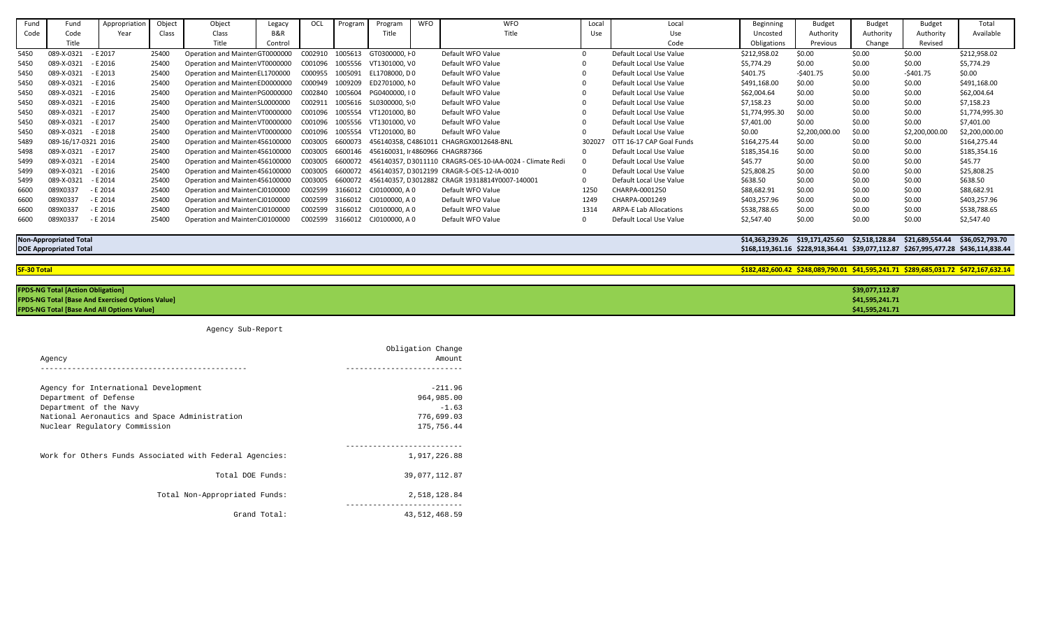| Fund Code | Fund Code Title | Appropriation Year | Object Class | Object Class Title | Legacy B&R Control | OCL | Program | Program Title | WFO | WFO Title | Local Use | Local Use Code | Beginning Uncosted Obligations | Budget Authority Previous | Budget Authority Change | Budget Authority Revised | Total Available |
|---|---|---|---|---|---|---|---|---|---|---|---|---|---|---|---|---|---|
| 5450 | 089-X-0321 | - E 2017 | 25400 | Operation and Mainten | GT0000000 | C002910 | 1005613 | GT0300000, F0 | | Default WFO Value | 0 | Default Local Use Value | $212,958.02 | $0.00 | $0.00 | $0.00 | $212,958.02 |
| 5450 | 089-X-0321 | - E 2016 | 25400 | Operation and Mainten | VT0000000 | C001096 | 1005556 | VT1301000, V0 | | Default WFO Value | 0 | Default Local Use Value | $5,774.29 | $0.00 | $0.00 | $0.00 | $5,774.29 |
| 5450 | 089-X-0321 | - E 2013 | 25400 | Operation and Mainten | EL1700000 | C000955 | 1005091 | EL1708000, D0 | | Default WFO Value | 0 | Default Local Use Value | $401.75 | -$401.75 | $0.00 | -$401.75 | $0.00 |
| 5450 | 089-X-0321 | - E 2016 | 25400 | Operation and Mainten | ED0000000 | C000949 | 1009209 | ED2701000, N0 | | Default WFO Value | 0 | Default Local Use Value | $491,168.00 | $0.00 | $0.00 | $0.00 | $491,168.00 |
| 5450 | 089-X-0321 | - E 2016 | 25400 | Operation and Mainten | PG0000000 | C002840 | 1005604 | PG0400000, I0 | | Default WFO Value | 0 | Default Local Use Value | $62,004.64 | $0.00 | $0.00 | $0.00 | $62,004.64 |
| 5450 | 089-X-0321 | - E 2016 | 25400 | Operation and Mainten | SL0000000 | C002911 | 1005616 | SL0300000, S0 | | Default WFO Value | 0 | Default Local Use Value | $7,158.23 | $0.00 | $0.00 | $0.00 | $7,158.23 |
| 5450 | 089-X-0321 | - E 2017 | 25400 | Operation and Mainten | VT0000000 | C001096 | 1005554 | VT1201000, B0 | | Default WFO Value | 0 | Default Local Use Value | $1,774,995.30 | $0.00 | $0.00 | $0.00 | $1,774,995.30 |
| 5450 | 089-X-0321 | - E 2017 | 25400 | Operation and Mainten | VT0000000 | C001096 | 1005556 | VT1301000, V0 | | Default WFO Value | 0 | Default Local Use Value | $7,401.00 | $0.00 | $0.00 | $0.00 | $7,401.00 |
| 5450 | 089-X-0321 | - E 2018 | 25400 | Operation and Mainten | VT0000000 | C001096 | 1005554 | VT1201000, B0 | | Default WFO Value | 0 | Default Local Use Value | $0.00 | $2,200,000.00 | $0.00 | $2,200,000.00 | $2,200,000.00 |
| 5489 | 089-16/17-0321 2016 | | 25400 | Operation and Mainten | 456100000 | C003005 | 6600073 | 456140358, C4861011 | | CHAGRGX0012648-BNL | 302027 | OTT 16-17 CAP Goal Funds | $164,275.44 | $0.00 | $0.00 | $0.00 | $164,275.44 |
| 5498 | 089-X-0321 | - E 2017 | 25400 | Operation and Mainten | 456100000 | C003005 | 6600146 | 456160031, Ir4860966 | | CHAGR87366 | 0 | Default Local Use Value | $185,354.16 | $0.00 | $0.00 | $0.00 | $185,354.16 |
| 5499 | 089-X-0321 | - E 2014 | 25400 | Operation and Mainten | 456100000 | C003005 | 6600072 | 456140357, D3011110 | | CRAGRS-OES-10-IAA-0024 - Climate Redi | 0 | Default Local Use Value | $45.77 | $0.00 | $0.00 | $0.00 | $45.77 |
| 5499 | 089-X-0321 | - E 2016 | 25400 | Operation and Mainten | 456100000 | C003005 | 6600072 | 456140357, D3012199 | | CRAGR-S-OES-12-IA-0010 | 0 | Default Local Use Value | $25,808.25 | $0.00 | $0.00 | $0.00 | $25,808.25 |
| 5499 | 089-X-0321 | - E 2014 | 25400 | Operation and Mainten | 456100000 | C003005 | 6600072 | 456140357, D3012882 | | CRAGR 19318814Y0007-140001 | 0 | Default Local Use Value | $638.50 | $0.00 | $0.00 | $0.00 | $638.50 |
| 6600 | 089X0337 | - E 2014 | 25400 | Operation and Mainten | CJ0100000 | C002599 | 3166012 | CJ0100000, A0 | | Default WFO Value | 1250 | CHARPA-0001250 | $88,682.91 | $0.00 | $0.00 | $0.00 | $88,682.91 |
| 6600 | 089X0337 | - E 2014 | 25400 | Operation and Mainten | CJ0100000 | C002599 | 3166012 | CJ0100000, A0 | | Default WFO Value | 1249 | CHARPA-0001249 | $403,257.96 | $0.00 | $0.00 | $0.00 | $403,257.96 |
| 6600 | 089X0337 | - E 2016 | 25400 | Operation and Mainten | CJ0100000 | C002599 | 3166012 | CJ0100000, A0 | | Default WFO Value | 1314 | ARPA-E Lab Allocations | $538,788.65 | $0.00 | $0.00 | $0.00 | $538,788.65 |
| 6600 | 089X0337 | - E 2014 | 25400 | Operation and Mainten | CJ0100000 | C002599 | 3166012 | CJ0100000, A0 | | Default WFO Value | 0 | Default Local Use Value | $2,547.40 | $0.00 | $0.00 | $0.00 | $2,547.40 |
| **Non-Appropriated Total** | | | | | | | | | | | | | $14,363,239.26 | $19,171,425.60 | $2,518,128.84 | $21,689,554.44 | $36,052,793.70 |
| **DOE Appropriated Total** | | | | | | | | | | | | | $168,119,361.16 | $228,918,364.41 | $39,077,112.87 | $267,995,477.28 | $436,114,838.44 |
| **SF-30 Total** | | | | | | | | | | | | | $182,482,600.42 | $248,089,790.01 | $41,595,241.71 | $289,685,031.72 | $472,167,632.14 |

| | |
|---|---|
| **FPDS-NG Total [Action Obligation]** | $39,077,112.87 |
| **FPDS-NG Total [Base And Exercised Options Value]** | $41,595,241.71 |
| **FPDS-NG Total [Base And All Options Value]** | $41,595,241.71 |

Agency Sub-Report

| Agency | Obligation Change Amount |
|---|---|
| Agency for International Development | -211.96 |
| Department of Defense | 964,985.00 |
| Department of the Navy | -1.63 |
| National Aeronautics and Space Administration | 776,699.03 |
| Nuclear Regulatory Commission | 175,756.44 |
| Work for Others Funds Associated with Federal Agencies: | 1,917,226.88 |
| Total DOE Funds: | 39,077,112.87 |
| Total Non-Appropriated Funds: | 2,518,128.84 |
| Grand Total: | 43,512,468.59 |